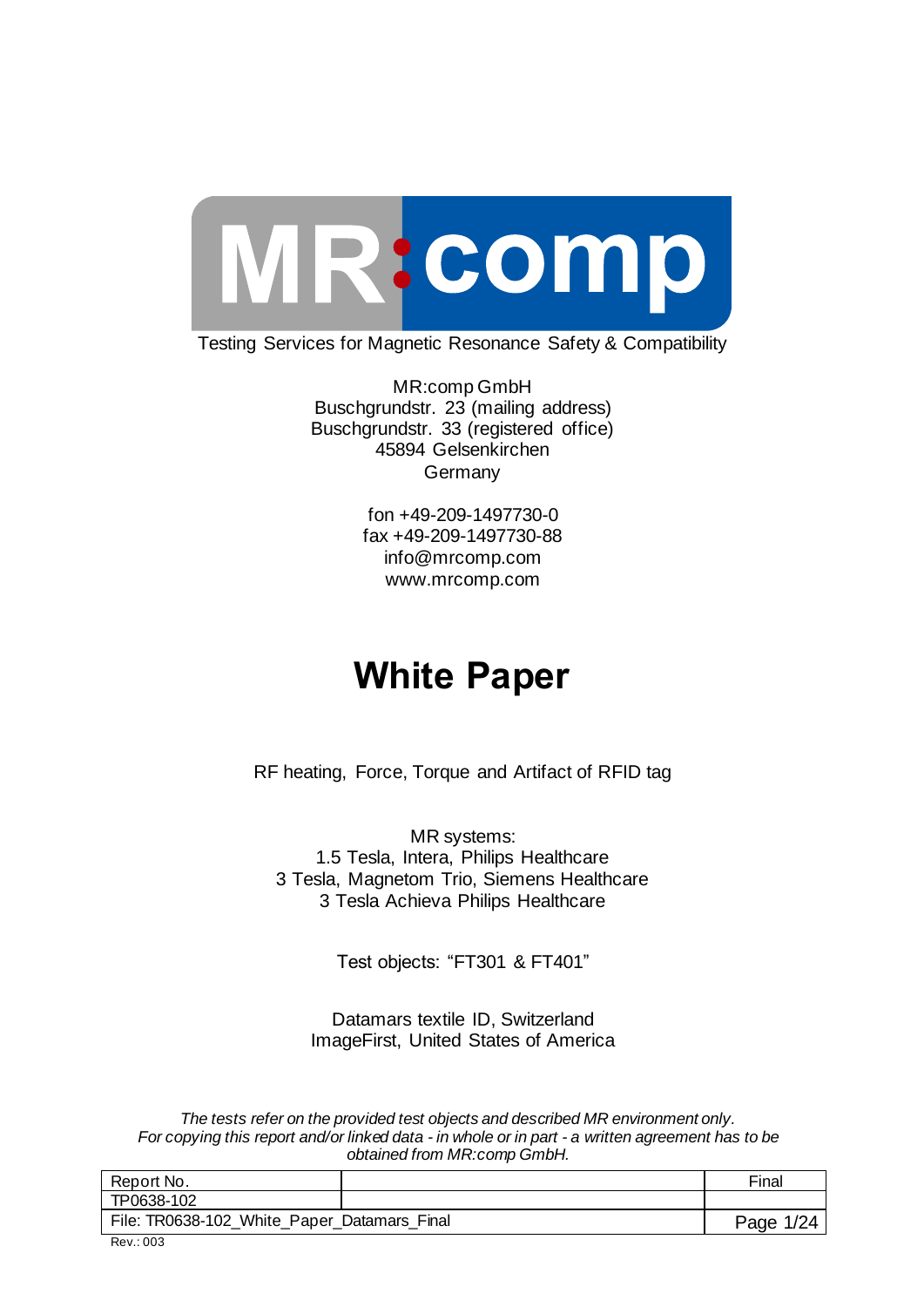MR:comp

Testing Services for Magnetic Resonance Safety & Compatibility

MR:comp GmbH
Buschgrundstr. 23 (mailing address)
Buschgrundstr. 33 (registered office)
45894 Gelsenkirchen
Germany

fon +49-209-1497730-0
fax +49-209-1497730-88
info@mrcomp.com
www.mrcomp.com

# White Paper

RF heating, Force, Torque and Artifact of RFID tag

MR systems:
1.5 Tesla, Intera, Philips Healthcare
3 Tesla, Magnetom Trio, Siemens Healthcare
3 Tesla Achieva Philips Healthcare

Test objects: "FT301 & FT401"

Datamars textile ID, Switzerland
ImageFirst, United States of America

*The tests refer on the provided test objects and described MR environment only.*
*For copying this report and/or linked data - in whole or in part - a written agreement has to be obtained from MR:comp GmbH.*

| Report No. | | Final |
|---|---|---|
| TP0638-102 | | |
| File: TR0638-102_White_Paper_Datamars_Final | | |

Rev.: 003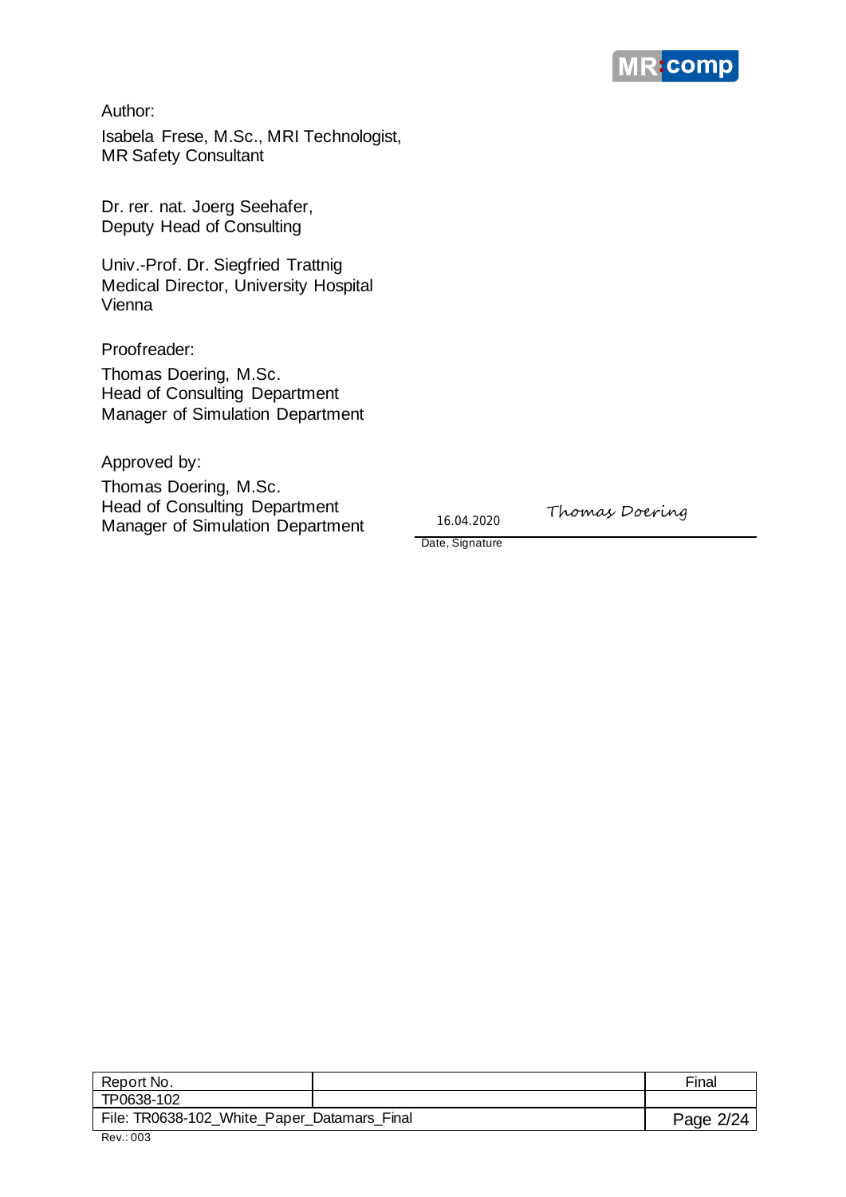Author:

Isabela Frese, M.Sc., MRI Technologist,
MR Safety Consultant

Dr. rer. nat. Joerg Seehafer,
Deputy Head of Consulting

Univ.-Prof. Dr. Siegfried Trattnig
Medical Director, University Hospital
Vienna

Proofreader:

Thomas Doering, M.Sc.
Head of Consulting Department
Manager of Simulation Department

Approved by:

Thomas Doering, M.Sc.
Head of Consulting Department
Manager of Simulation Department

16.04.2020 Thomas Doering

Date, Signature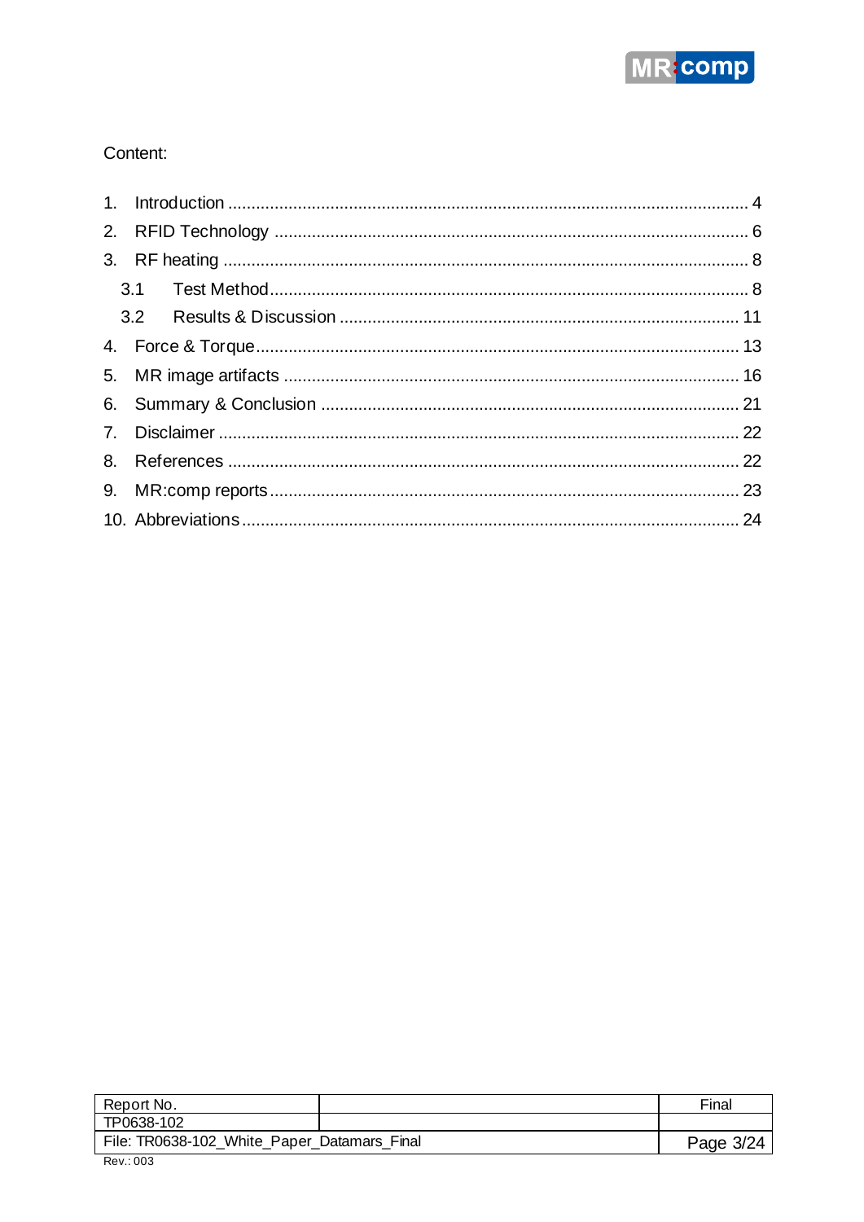Content:

1. Introduction ............................................................................................................ 4
2. RFID Technology ................................................................................................... 6
3. RF heating ............................................................................................................. 8
   - 3.1 Test Method ...................................................................................................... 8
   - 3.2 Results & Discussion ...................................................................................... 11
4. Force & Torque ..................................................................................................... 13
5. MR image artifacts ............................................................................................... 16
6. Summary & Conclusion ........................................................................................ 21
7. Disclaimer ............................................................................................................. 22
8. References ............................................................................................................ 22
9. MR:comp reports ................................................................................................... 23
10. Abbreviations ........................................................................................................ 24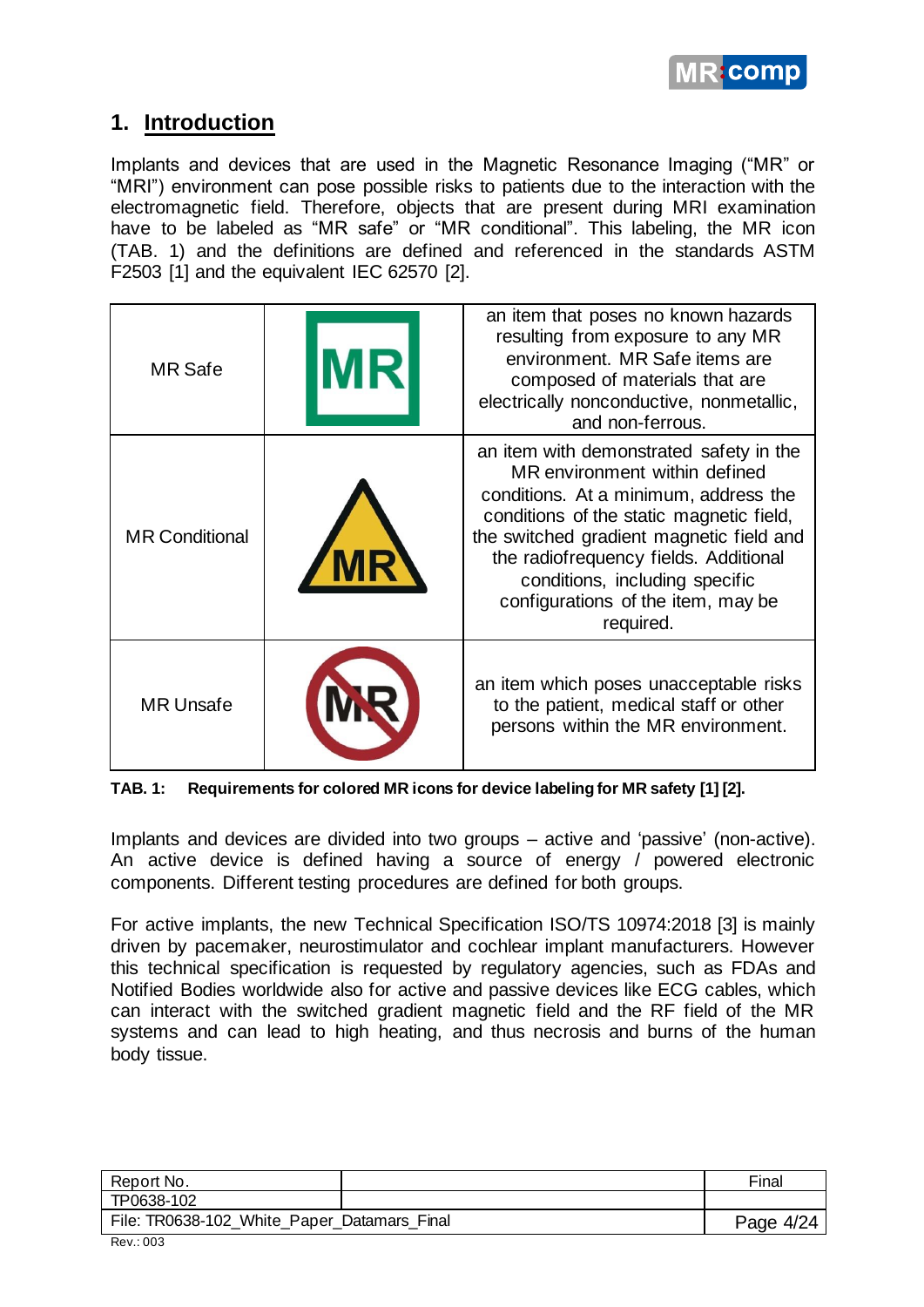# 1. Introduction

Implants and devices that are used in the Magnetic Resonance Imaging ("MR" or "MRI") environment can pose possible risks to patients due to the interaction with the electromagnetic field. Therefore, objects that are present during MRI examination have to be labeled as "MR safe" or "MR conditional". This labeling, the MR icon (TAB. 1) and the definitions are defined and referenced in the standards ASTM F2503 [1] and the equivalent IEC 62570 [2].

| MR Safe | MR | an item that poses no known hazards resulting from exposure to any MR environment. MR Safe items are composed of materials that are electrically nonconductive, nonmetallic, and non-ferrous. |
|---|---|---|
| MR Conditional | MR | an item with demonstrated safety in the MR environment within defined conditions. At a minimum, address the conditions of the static magnetic field, the switched gradient magnetic field and the radiofrequency fields. Additional conditions, including specific configurations of the item, may be required. |
| MR Unsafe | MR | an item which poses unacceptable risks to the patient, medical staff or other persons within the MR environment. |

**TAB. 1: Requirements for colored MR icons for device labeling for MR safety [1] [2].**

Implants and devices are divided into two groups – active and 'passive' (non-active). An active device is defined having a source of energy / powered electronic components. Different testing procedures are defined for both groups.

For active implants, the new Technical Specification ISO/TS 10974:2018 [3] is mainly driven by pacemaker, neurostimulator and cochlear implant manufacturers. However this technical specification is requested by regulatory agencies, such as FDAs and Notified Bodies worldwide also for active and passive devices like ECG cables, which can interact with the switched gradient magnetic field and the RF field of the MR systems and can lead to high heating, and thus necrosis and burns of the human body tissue.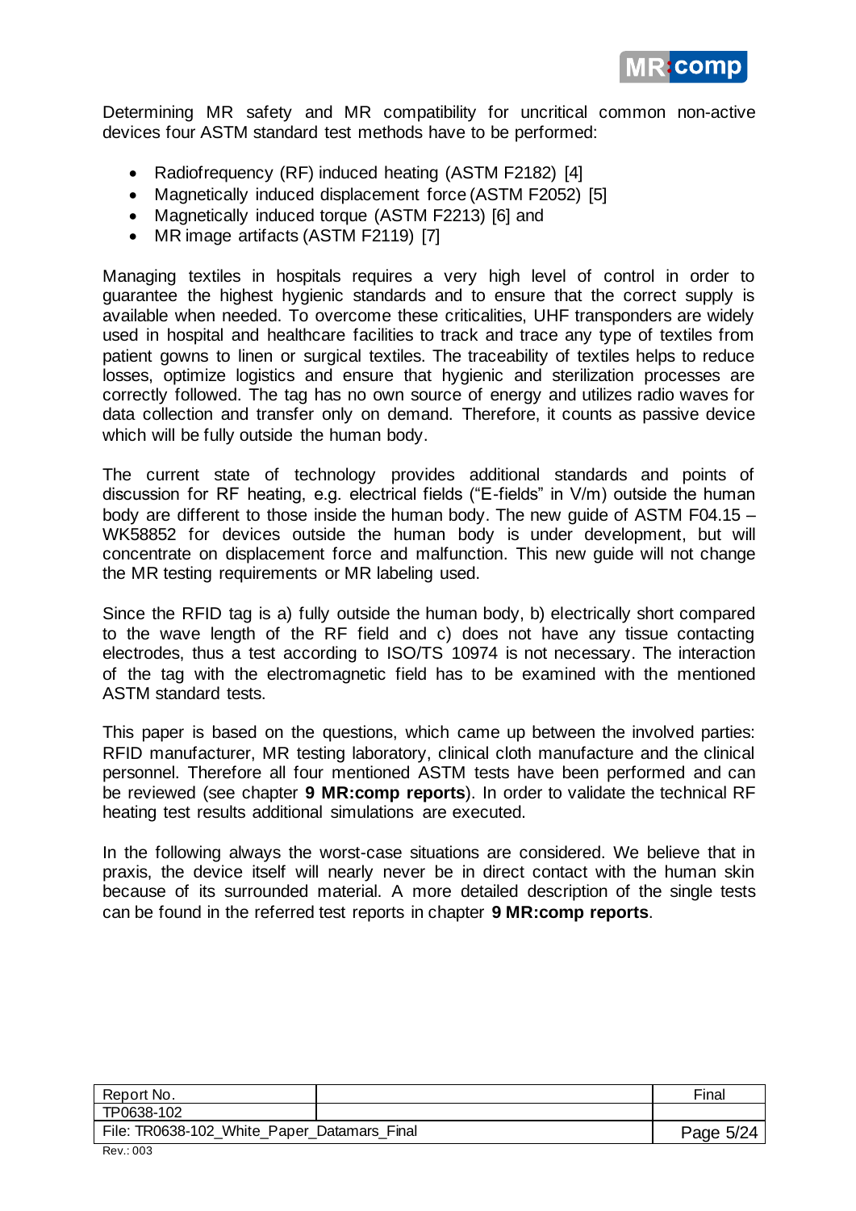Determining MR safety and MR compatibility for uncritical common non-active devices four ASTM standard test methods have to be performed:

- Radiofrequency (RF) induced heating (ASTM F2182) [4]
- Magnetically induced displacement force (ASTM F2052) [5]
- Magnetically induced torque (ASTM F2213) [6] and
- MR image artifacts (ASTM F2119) [7]

Managing textiles in hospitals requires a very high level of control in order to guarantee the highest hygienic standards and to ensure that the correct supply is available when needed. To overcome these criticalities, UHF transponders are widely used in hospital and healthcare facilities to track and trace any type of textiles from patient gowns to linen or surgical textiles. The traceability of textiles helps to reduce losses, optimize logistics and ensure that hygienic and sterilization processes are correctly followed. The tag has no own source of energy and utilizes radio waves for data collection and transfer only on demand. Therefore, it counts as passive device which will be fully outside the human body.

The current state of technology provides additional standards and points of discussion for RF heating, e.g. electrical fields ("E-fields" in V/m) outside the human body are different to those inside the human body. The new guide of ASTM F04.15 – WK58852 for devices outside the human body is under development, but will concentrate on displacement force and malfunction. This new guide will not change the MR testing requirements or MR labeling used.

Since the RFID tag is a) fully outside the human body, b) electrically short compared to the wave length of the RF field and c) does not have any tissue contacting electrodes, thus a test according to ISO/TS 10974 is not necessary. The interaction of the tag with the electromagnetic field has to be examined with the mentioned ASTM standard tests.

This paper is based on the questions, which came up between the involved parties: RFID manufacturer, MR testing laboratory, clinical cloth manufacture and the clinical personnel. Therefore all four mentioned ASTM tests have been performed and can be reviewed (see chapter **9 MR:comp reports**). In order to validate the technical RF heating test results additional simulations are executed.

In the following always the worst-case situations are considered. We believe that in praxis, the device itself will nearly never be in direct contact with the human skin because of its surrounded material. A more detailed description of the single tests can be found in the referred test reports in chapter **9 MR:comp reports**.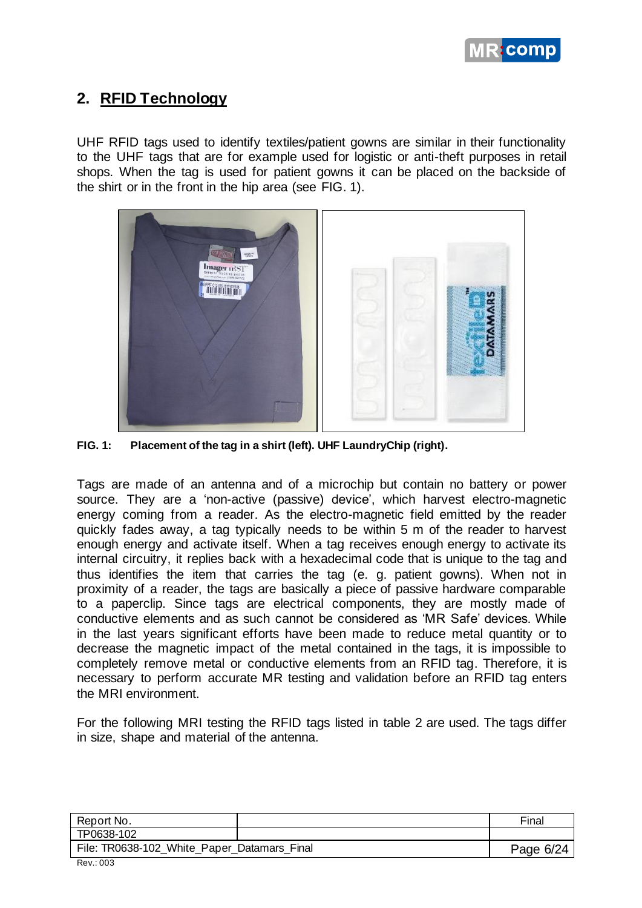## 2. RFID Technology

UHF RFID tags used to identify textiles/patient gowns are similar in their functionality to the UHF tags that are for example used for logistic or anti-theft purposes in retail shops. When the tag is used for patient gowns it can be placed on the backside of the shirt or in the front in the hip area (see FIG. 1).

**FIG. 1: Placement of the tag in a shirt (left). UHF LaundryChip (right).**

Tags are made of an antenna and of a microchip but contain no battery or power source. They are a 'non-active (passive) device', which harvest electro-magnetic energy coming from a reader. As the electro-magnetic field emitted by the reader quickly fades away, a tag typically needs to be within 5 m of the reader to harvest enough energy and activate itself. When a tag receives enough energy to activate its internal circuitry, it replies back with a hexadecimal code that is unique to the tag and thus identifies the item that carries the tag (e. g. patient gowns). When not in proximity of a reader, the tags are basically a piece of passive hardware comparable to a paperclip. Since tags are electrical components, they are mostly made of conductive elements and as such cannot be considered as 'MR Safe' devices. While in the last years significant efforts have been made to reduce metal quantity or to decrease the magnetic impact of the metal contained in the tags, it is impossible to completely remove metal or conductive elements from an RFID tag. Therefore, it is necessary to perform accurate MR testing and validation before an RFID tag enters the MRI environment.

For the following MRI testing the RFID tags listed in table 2 are used. The tags differ in size, shape and material of the antenna.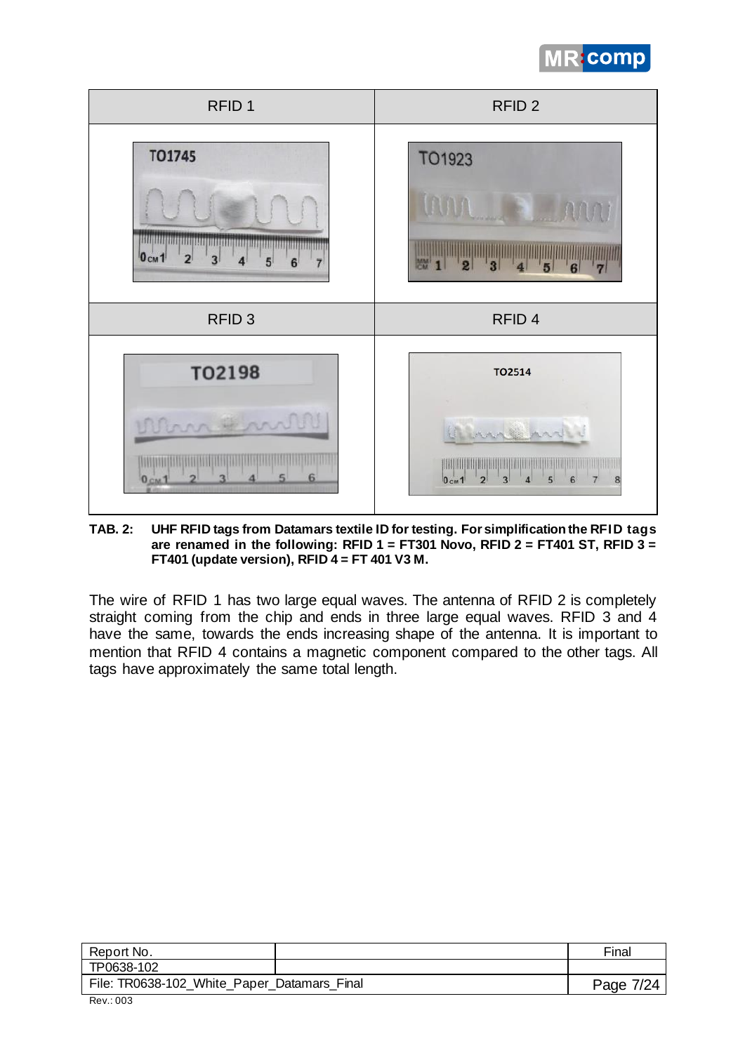| RFID 1 | RFID 2 |
| --- | --- |
| TO1745 | TO1923 |
| **RFID 3** | **RFID 4** |
| TO2198 | TO2514 |

**TAB. 2: UHF RFID tags from Datamars textile ID for testing. For simplification the RFID tags are renamed in the following: RFID 1 = FT301 Novo, RFID 2 = FT401 ST, RFID 3 = FT401 (update version), RFID 4 = FT 401 V3 M.**

The wire of RFID 1 has two large equal waves. The antenna of RFID 2 is completely straight coming from the chip and ends in three large equal waves. RFID 3 and 4 have the same, towards the ends increasing shape of the antenna. It is important to mention that RFID 4 contains a magnetic component compared to the other tags. All tags have approximately the same total length.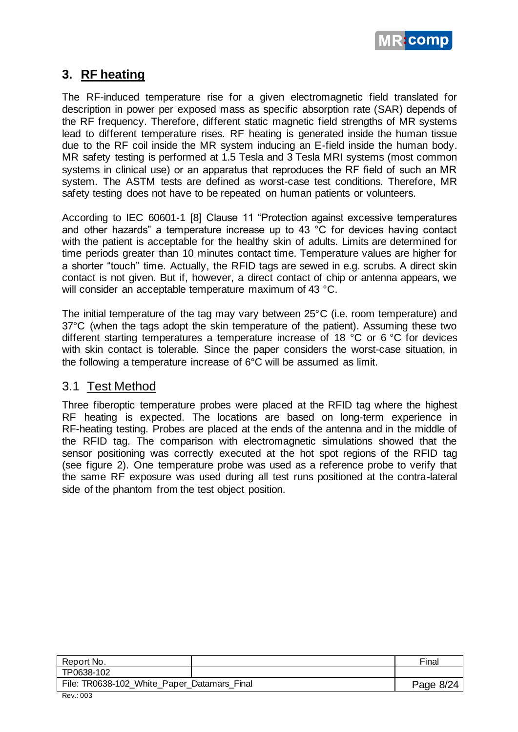## 3. RF heating

The RF-induced temperature rise for a given electromagnetic field translated for description in power per exposed mass as specific absorption rate (SAR) depends of the RF frequency. Therefore, different static magnetic field strengths of MR systems lead to different temperature rises. RF heating is generated inside the human tissue due to the RF coil inside the MR system inducing an E-field inside the human body. MR safety testing is performed at 1.5 Tesla and 3 Tesla MRI systems (most common systems in clinical use) or an apparatus that reproduces the RF field of such an MR system. The ASTM tests are defined as worst-case test conditions. Therefore, MR safety testing does not have to be repeated on human patients or volunteers.

According to IEC 60601-1 [8] Clause 11 "Protection against excessive temperatures and other hazards" a temperature increase up to 43 °C for devices having contact with the patient is acceptable for the healthy skin of adults. Limits are determined for time periods greater than 10 minutes contact time. Temperature values are higher for a shorter "touch" time. Actually, the RFID tags are sewed in e.g. scrubs. A direct skin contact is not given. But if, however, a direct contact of chip or antenna appears, we will consider an acceptable temperature maximum of 43 °C.

The initial temperature of the tag may vary between 25°C (i.e. room temperature) and 37°C (when the tags adopt the skin temperature of the patient). Assuming these two different starting temperatures a temperature increase of 18 °C or 6 °C for devices with skin contact is tolerable. Since the paper considers the worst-case situation, in the following a temperature increase of 6°C will be assumed as limit.

### 3.1 Test Method

Three fiberoptic temperature probes were placed at the RFID tag where the highest RF heating is expected. The locations are based on long-term experience in RF-heating testing. Probes are placed at the ends of the antenna and in the middle of the RFID tag. The comparison with electromagnetic simulations showed that the sensor positioning was correctly executed at the hot spot regions of the RFID tag (see figure 2). One temperature probe was used as a reference probe to verify that the same RF exposure was used during all test runs positioned at the contra-lateral side of the phantom from the test object position.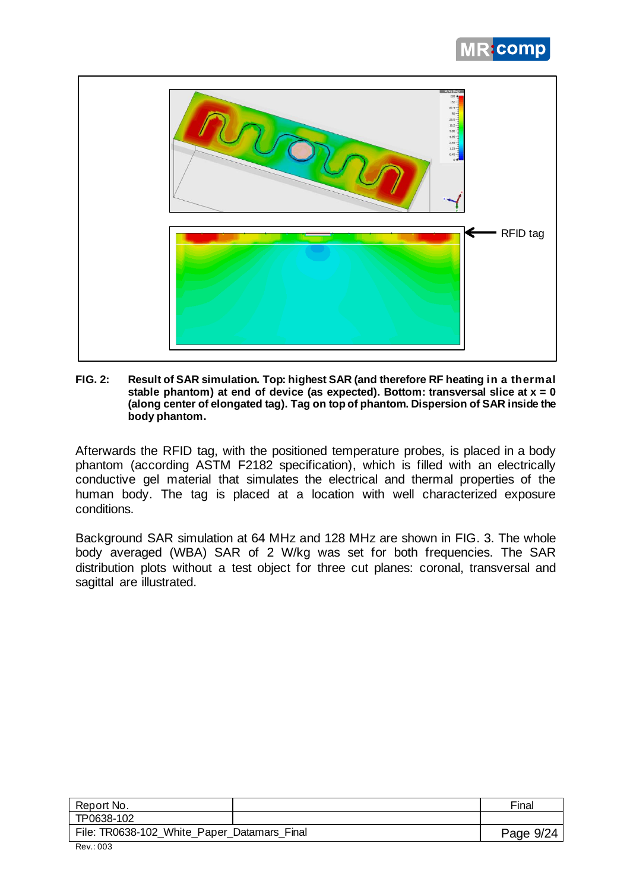RFID tag

**FIG. 2: Result of SAR simulation. Top: highest SAR (and therefore RF heating in a thermal stable phantom) at end of device (as expected). Bottom: transversal slice at x = 0 (along center of elongated tag). Tag on top of phantom. Dispersion of SAR inside the body phantom.**

Afterwards the RFID tag, with the positioned temperature probes, is placed in a body phantom (according ASTM F2182 specification), which is filled with an electrically conductive gel material that simulates the electrical and thermal properties of the human body. The tag is placed at a location with well characterized exposure conditions.

Background SAR simulation at 64 MHz and 128 MHz are shown in FIG. 3. The whole body averaged (WBA) SAR of 2 W/kg was set for both frequencies. The SAR distribution plots without a test object for three cut planes: coronal, transversal and sagittal are illustrated.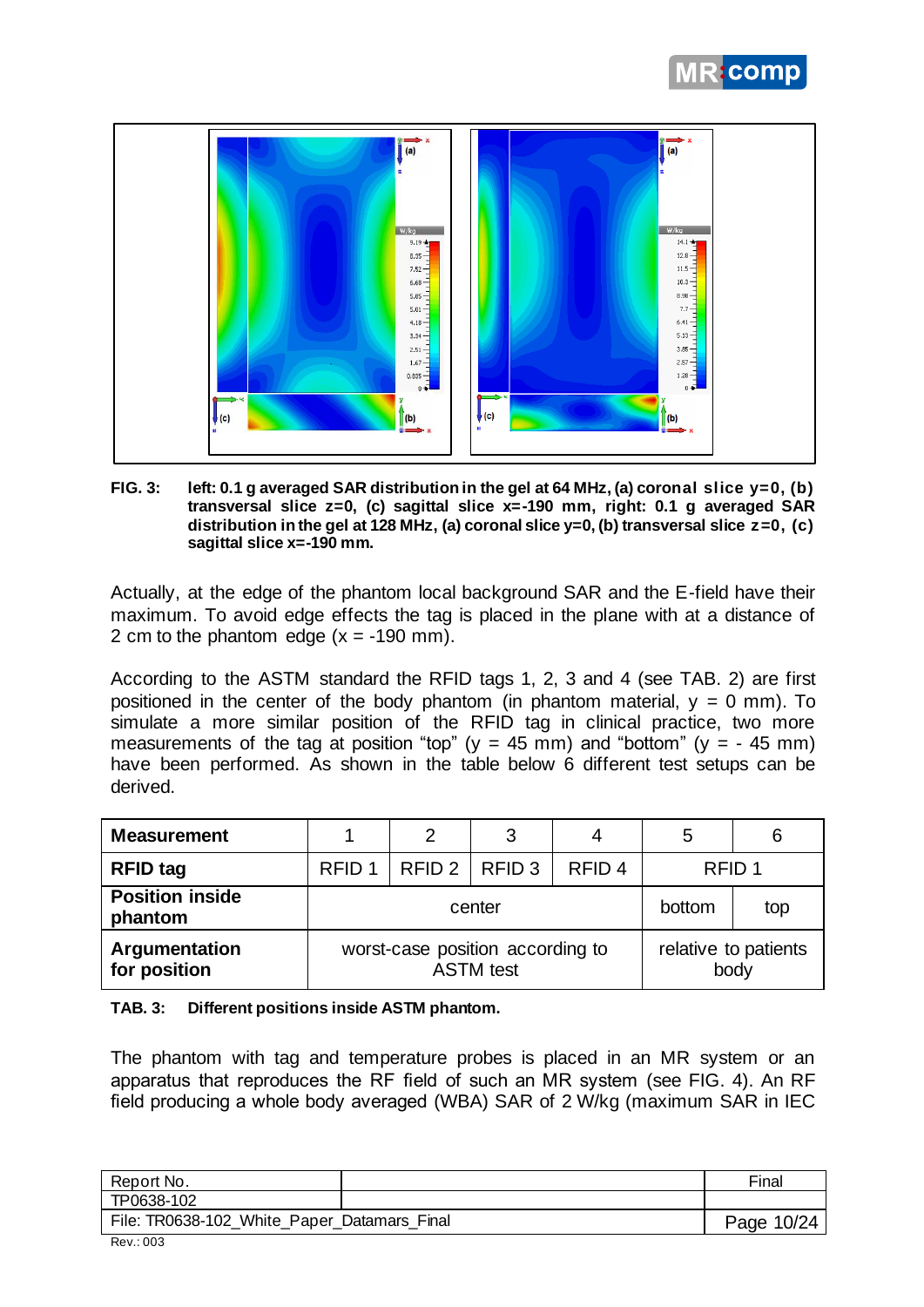**FIG. 3: left: 0.1 g averaged SAR distribution in the gel at 64 MHz, (a) coronal slice y=0, (b) transversal slice z=0, (c) sagittal slice x=-190 mm, right: 0.1 g averaged SAR distribution in the gel at 128 MHz, (a) coronal slice y=0, (b) transversal slice z=0, (c) sagittal slice x=-190 mm.**

Actually, at the edge of the phantom local background SAR and the E-field have their maximum. To avoid edge effects the tag is placed in the plane with at a distance of 2 cm to the phantom edge (x = -190 mm).

According to the ASTM standard the RFID tags 1, 2, 3 and 4 (see TAB. 2) are first positioned in the center of the body phantom (in phantom material, y = 0 mm). To simulate a more similar position of the RFID tag in clinical practice, two more measurements of the tag at position "top" (y = 45 mm) and "bottom" (y = - 45 mm) have been performed. As shown in the table below 6 different test setups can be derived.

| **Measurement** | 1 | 2 | 3 | 4 | 5 | 6 |
|---|---|---|---|---|---|---|
| **RFID tag** | RFID 1 | RFID 2 | RFID 3 | RFID 4 | RFID 1 | |
| **Position inside phantom** | center | | | | bottom | top |
| **Argumentation for position** | worst-case position according to ASTM test | | | | relative to patients body | |

**TAB. 3: Different positions inside ASTM phantom.**

The phantom with tag and temperature probes is placed in an MR system or an apparatus that reproduces the RF field of such an MR system (see FIG. 4). An RF field producing a whole body averaged (WBA) SAR of 2 W/kg (maximum SAR in IEC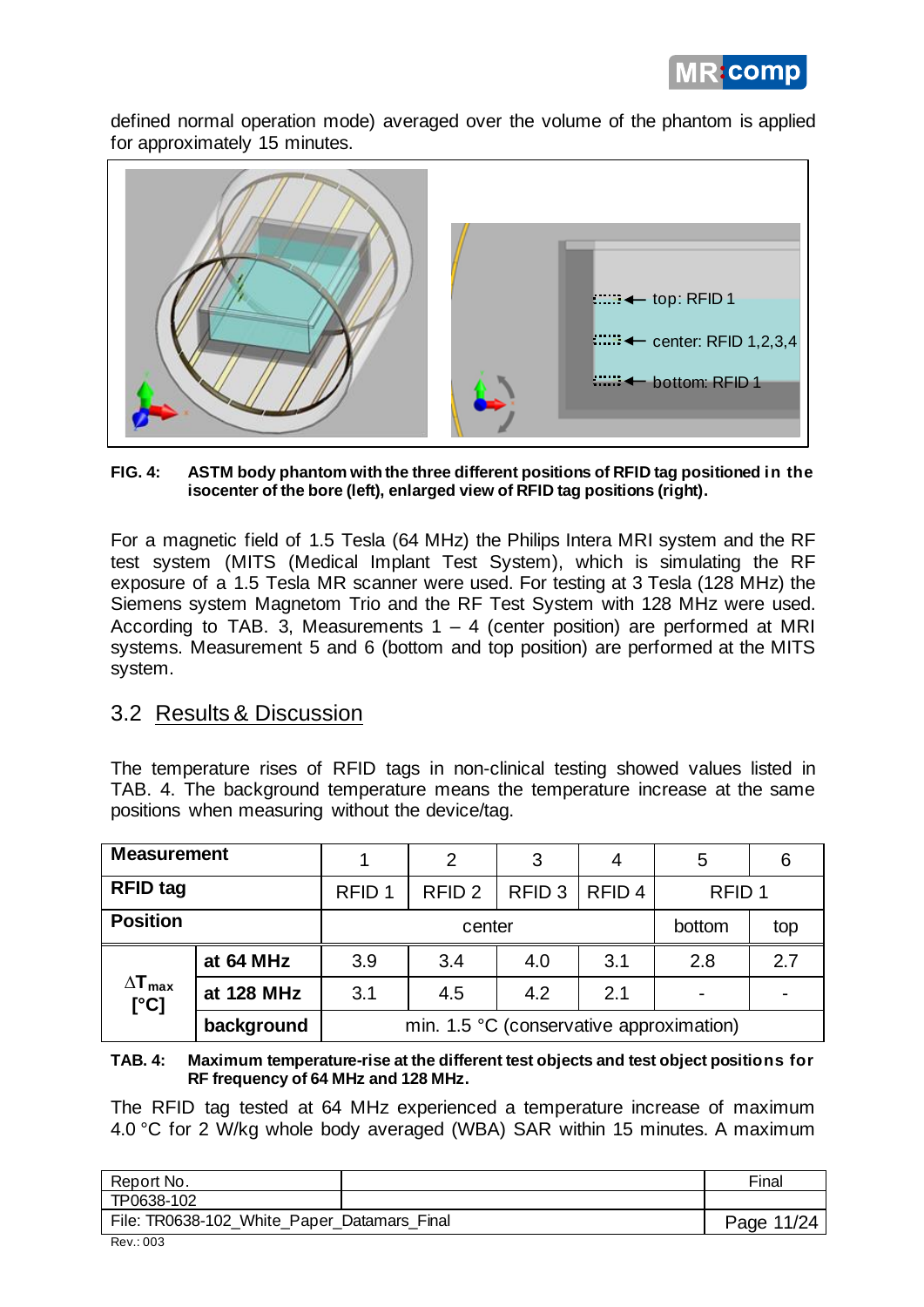defined normal operation mode) averaged over the volume of the phantom is applied for approximately 15 minutes.

top: RFID 1

center: RFID 1,2,3,4

bottom: RFID 1

**FIG. 4: ASTM body phantom with the three different positions of RFID tag positioned in the isocenter of the bore (left), enlarged view of RFID tag positions (right).**

For a magnetic field of 1.5 Tesla (64 MHz) the Philips Intera MRI system and the RF test system (MITS (Medical Implant Test System), which is simulating the RF exposure of a 1.5 Tesla MR scanner were used. For testing at 3 Tesla (128 MHz) the Siemens system Magnetom Trio and the RF Test System with 128 MHz were used. According to TAB. 3, Measurements 1 – 4 (center position) are performed at MRI systems. Measurement 5 and 6 (bottom and top position) are performed at the MITS system.

## 3.2 Results & Discussion

The temperature rises of RFID tags in non-clinical testing showed values listed in TAB. 4. The background temperature means the temperature increase at the same positions when measuring without the device/tag.

| **Measurement** | | 1 | 2 | 3 | 4 | 5 | 6 |
|---|---|---|---|---|---|---|---|
| **RFID tag** | | RFID 1 | RFID 2 | RFID 3 | RFID 4 | RFID 1 | |
| **Position** | | center | | | | bottom | top |
| $\Delta T_{max}$ [°C] | **at 64 MHz** | 3.9 | 3.4 | 4.0 | 3.1 | 2.8 | 2.7 |
| | **at 128 MHz** | 3.1 | 4.5 | 4.2 | 2.1 | - | - |
| | **background** | min. 1.5 °C (conservative approximation) | | | | | |

**TAB. 4: Maximum temperature-rise at the different test objects and test object positions for RF frequency of 64 MHz and 128 MHz.**

The RFID tag tested at 64 MHz experienced a temperature increase of maximum 4.0 °C for 2 W/kg whole body averaged (WBA) SAR within 15 minutes. A maximum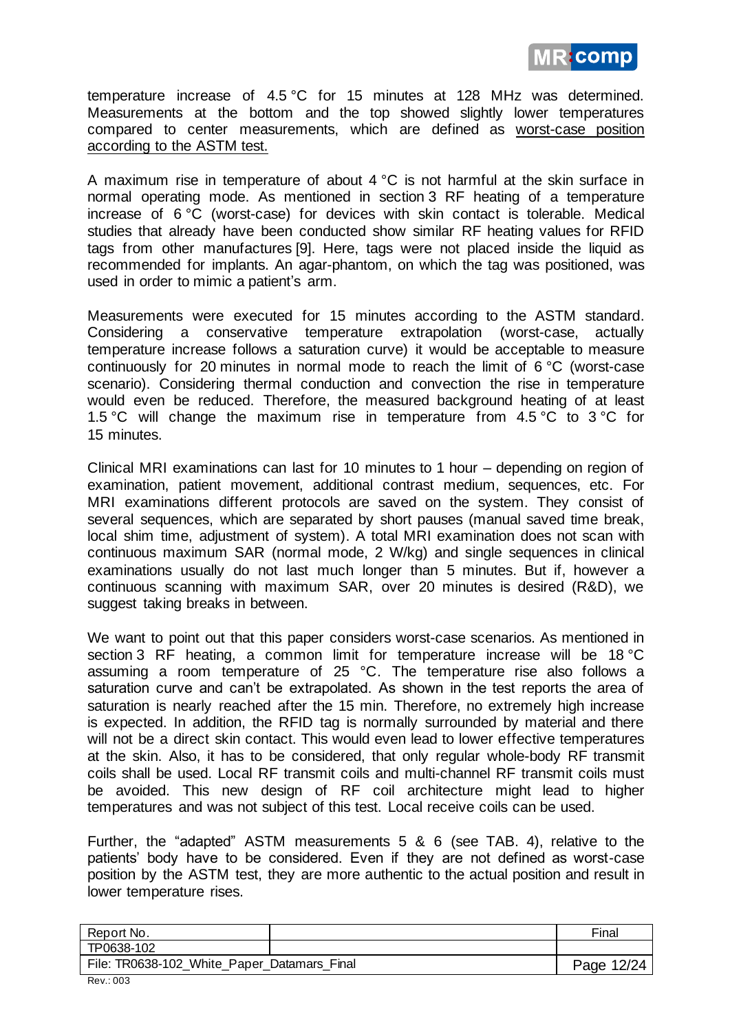temperature increase of 4.5 °C for 15 minutes at 128 MHz was determined. Measurements at the bottom and the top showed slightly lower temperatures compared to center measurements, which are defined as <u>worst-case position according to the ASTM test.</u>

A maximum rise in temperature of about 4 °C is not harmful at the skin surface in normal operating mode. As mentioned in section 3 RF heating of a temperature increase of 6 °C (worst-case) for devices with skin contact is tolerable. Medical studies that already have been conducted show similar RF heating values for RFID tags from other manufactures [9]. Here, tags were not placed inside the liquid as recommended for implants. An agar-phantom, on which the tag was positioned, was used in order to mimic a patient's arm.

Measurements were executed for 15 minutes according to the ASTM standard. Considering a conservative temperature extrapolation (worst-case, actually temperature increase follows a saturation curve) it would be acceptable to measure continuously for 20 minutes in normal mode to reach the limit of 6 °C (worst-case scenario). Considering thermal conduction and convection the rise in temperature would even be reduced. Therefore, the measured background heating of at least 1.5 °C will change the maximum rise in temperature from 4.5 °C to 3 °C for 15 minutes.

Clinical MRI examinations can last for 10 minutes to 1 hour – depending on region of examination, patient movement, additional contrast medium, sequences, etc. For MRI examinations different protocols are saved on the system. They consist of several sequences, which are separated by short pauses (manual saved time break, local shim time, adjustment of system). A total MRI examination does not scan with continuous maximum SAR (normal mode, 2 W/kg) and single sequences in clinical examinations usually do not last much longer than 5 minutes. But if, however a continuous scanning with maximum SAR, over 20 minutes is desired (R&D), we suggest taking breaks in between.

We want to point out that this paper considers worst-case scenarios. As mentioned in section 3 RF heating, a common limit for temperature increase will be 18 °C assuming a room temperature of 25 °C. The temperature rise also follows a saturation curve and can't be extrapolated. As shown in the test reports the area of saturation is nearly reached after the 15 min. Therefore, no extremely high increase is expected. In addition, the RFID tag is normally surrounded by material and there will not be a direct skin contact. This would even lead to lower effective temperatures at the skin. Also, it has to be considered, that only regular whole-body RF transmit coils shall be used. Local RF transmit coils and multi-channel RF transmit coils must be avoided. This new design of RF coil architecture might lead to higher temperatures and was not subject of this test. Local receive coils can be used.

Further, the "adapted" ASTM measurements 5 & 6 (see TAB. 4), relative to the patients' body have to be considered. Even if they are not defined as worst-case position by the ASTM test, they are more authentic to the actual position and result in lower temperature rises.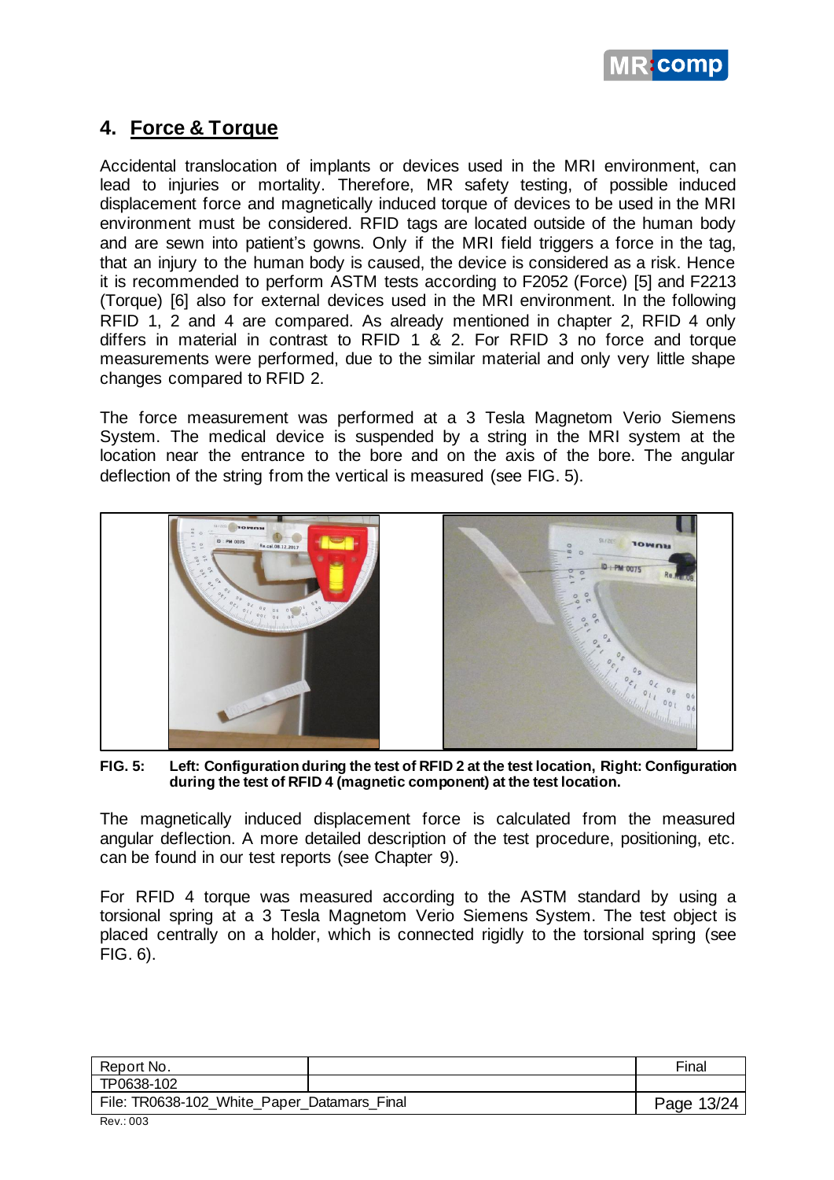## 4. Force & Torque

Accidental translocation of implants or devices used in the MRI environment, can lead to injuries or mortality. Therefore, MR safety testing, of possible induced displacement force and magnetically induced torque of devices to be used in the MRI environment must be considered. RFID tags are located outside of the human body and are sewn into patient's gowns. Only if the MRI field triggers a force in the tag, that an injury to the human body is caused, the device is considered as a risk. Hence it is recommended to perform ASTM tests according to F2052 (Force) [5] and F2213 (Torque) [6] also for external devices used in the MRI environment. In the following RFID 1, 2 and 4 are compared. As already mentioned in chapter 2, RFID 4 only differs in material in contrast to RFID 1 & 2. For RFID 3 no force and torque measurements were performed, due to the similar material and only very little shape changes compared to RFID 2.

The force measurement was performed at a 3 Tesla Magnetom Verio Siemens System. The medical device is suspended by a string in the MRI system at the location near the entrance to the bore and on the axis of the bore. The angular deflection of the string from the vertical is measured (see FIG. 5).

**FIG. 5: Left: Configuration during the test of RFID 2 at the test location, Right: Configuration during the test of RFID 4 (magnetic component) at the test location.**

The magnetically induced displacement force is calculated from the measured angular deflection. A more detailed description of the test procedure, positioning, etc. can be found in our test reports (see Chapter 9).

For RFID 4 torque was measured according to the ASTM standard by using a torsional spring at a 3 Tesla Magnetom Verio Siemens System. The test object is placed centrally on a holder, which is connected rigidly to the torsional spring (see FIG. 6).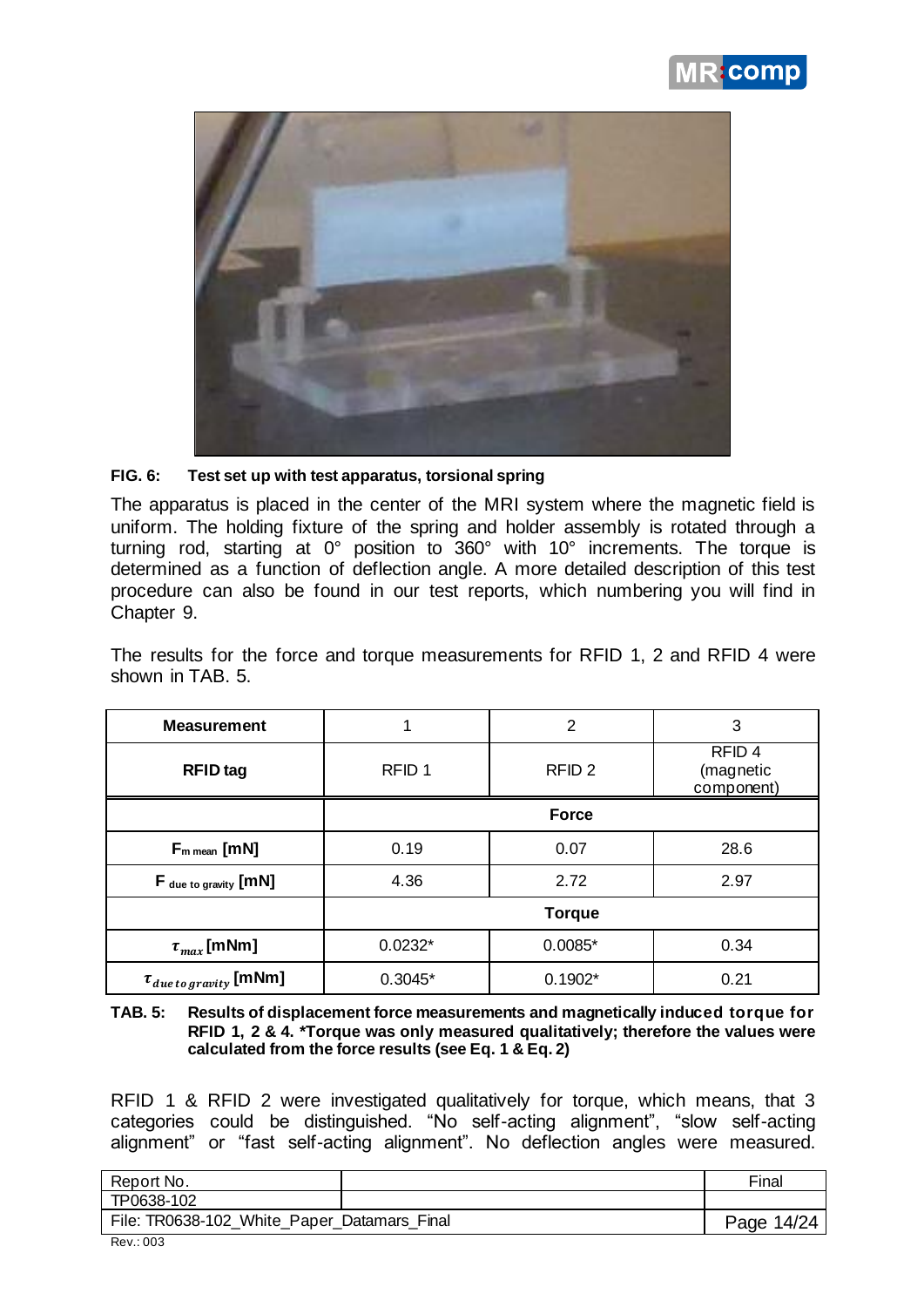**FIG. 6: Test set up with test apparatus, torsional spring**

The apparatus is placed in the center of the MRI system where the magnetic field is uniform. The holding fixture of the spring and holder assembly is rotated through a turning rod, starting at 0° position to 360° with 10° increments. The torque is determined as a function of deflection angle. A more detailed description of this test procedure can also be found in our test reports, which numbering you will find in Chapter 9.

The results for the force and torque measurements for RFID 1, 2 and RFID 4 were shown in TAB. 5.

| Measurement | 1 | 2 | 3 |
|---|---|---|---|
| **RFID tag** | RFID 1 | RFID 2 | RFID 4 (magnetic component) |
| | | **Force** | |
| $F_{m\ mean}$ **[mN]** | 0.19 | 0.07 | 28.6 |
| $F_{due\ to\ gravity}$ **[mN]** | 4.36 | 2.72 | 2.97 |
| | | **Torque** | |
| $\tau_{max}$ **[mNm]** | 0.0232* | 0.0085* | 0.34 |
| $\tau_{due\ to\ gravity}$ **[mNm]** | 0.3045* | 0.1902* | 0.21 |

**TAB. 5: Results of displacement force measurements and magnetically induced torque for RFID 1, 2 & 4. *Torque was only measured qualitatively; therefore the values were calculated from the force results (see Eq. 1 & Eq. 2)**

RFID 1 & RFID 2 were investigated qualitatively for torque, which means, that 3 categories could be distinguished. "No self-acting alignment", "slow self-acting alignment" or "fast self-acting alignment". No deflection angles were measured.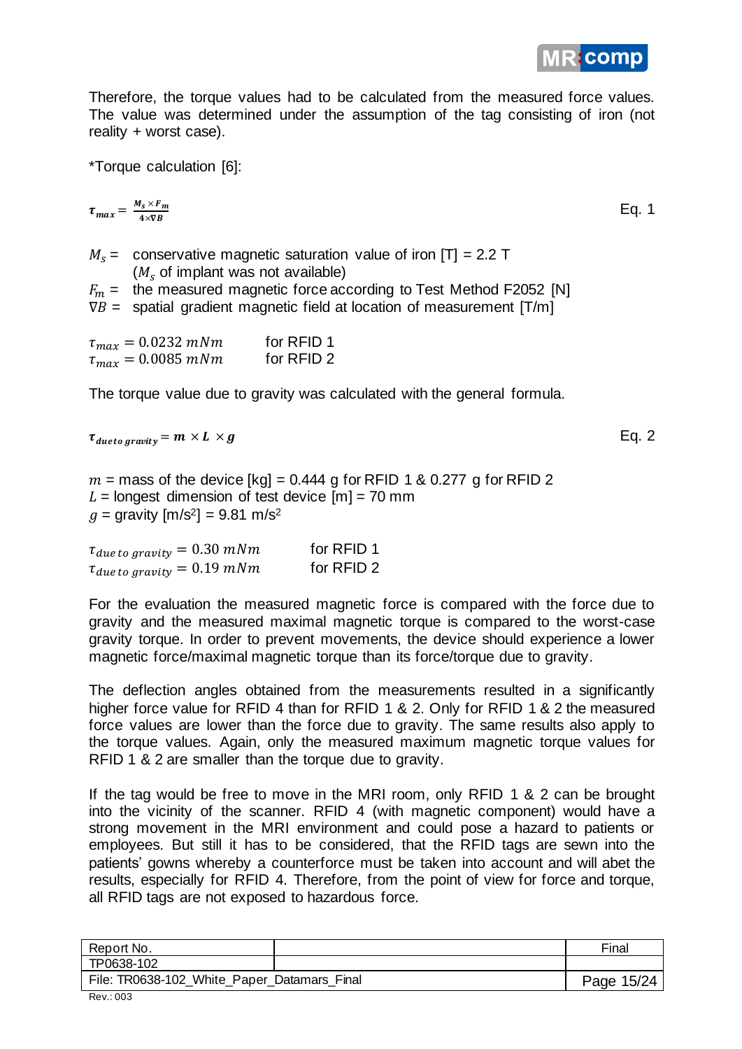Therefore, the torque values had to be calculated from the measured force values. The value was determined under the assumption of the tag consisting of iron (not reality + worst case).

*Torque calculation [6]:

$$\boldsymbol{\tau}_{max} = \frac{\boldsymbol{M_s} \times \boldsymbol{F_m}}{4 \times \nabla \boldsymbol{B}} \qquad \text{Eq. 1}$$

$M_s$ = conservative magnetic saturation value of iron [T] = 2.2 T
($M_s$ of implant was not available)
$F_m$ = the measured magnetic force according to Test Method F2052 [N]
$\nabla B$ = spatial gradient magnetic field at location of measurement [T/m]

$\tau_{max} = 0.0232\ mNm$ for RFID 1
$\tau_{max} = 0.0085\ mNm$ for RFID 2

The torque value due to gravity was calculated with the general formula.

$$\boldsymbol{\tau}_{due\,to\,gravity} = \boldsymbol{m} \times \boldsymbol{L} \times \boldsymbol{g} \qquad \text{Eq. 2}$$

$m$ = mass of the device [kg] = 0.444 g for RFID 1 & 0.277 g for RFID 2
$L$ = longest dimension of test device [m] = 70 mm
$g$ = gravity [m/s$^2$] = 9.81 m/s$^2$

$\tau_{due\ to\ gravity} = 0.30\ mNm$ for RFID 1
$\tau_{due\ to\ gravity} = 0.19\ mNm$ for RFID 2

For the evaluation the measured magnetic force is compared with the force due to gravity and the measured maximal magnetic torque is compared to the worst-case gravity torque. In order to prevent movements, the device should experience a lower magnetic force/maximal magnetic torque than its force/torque due to gravity.

The deflection angles obtained from the measurements resulted in a significantly higher force value for RFID 4 than for RFID 1 & 2. Only for RFID 1 & 2 the measured force values are lower than the force due to gravity. The same results also apply to the torque values. Again, only the measured maximum magnetic torque values for RFID 1 & 2 are smaller than the torque due to gravity.

If the tag would be free to move in the MRI room, only RFID 1 & 2 can be brought into the vicinity of the scanner. RFID 4 (with magnetic component) would have a strong movement in the MRI environment and could pose a hazard to patients or employees. But still it has to be considered, that the RFID tags are sewn into the patients' gowns whereby a counterforce must be taken into account and will abet the results, especially for RFID 4. Therefore, from the point of view for force and torque, all RFID tags are not exposed to hazardous force.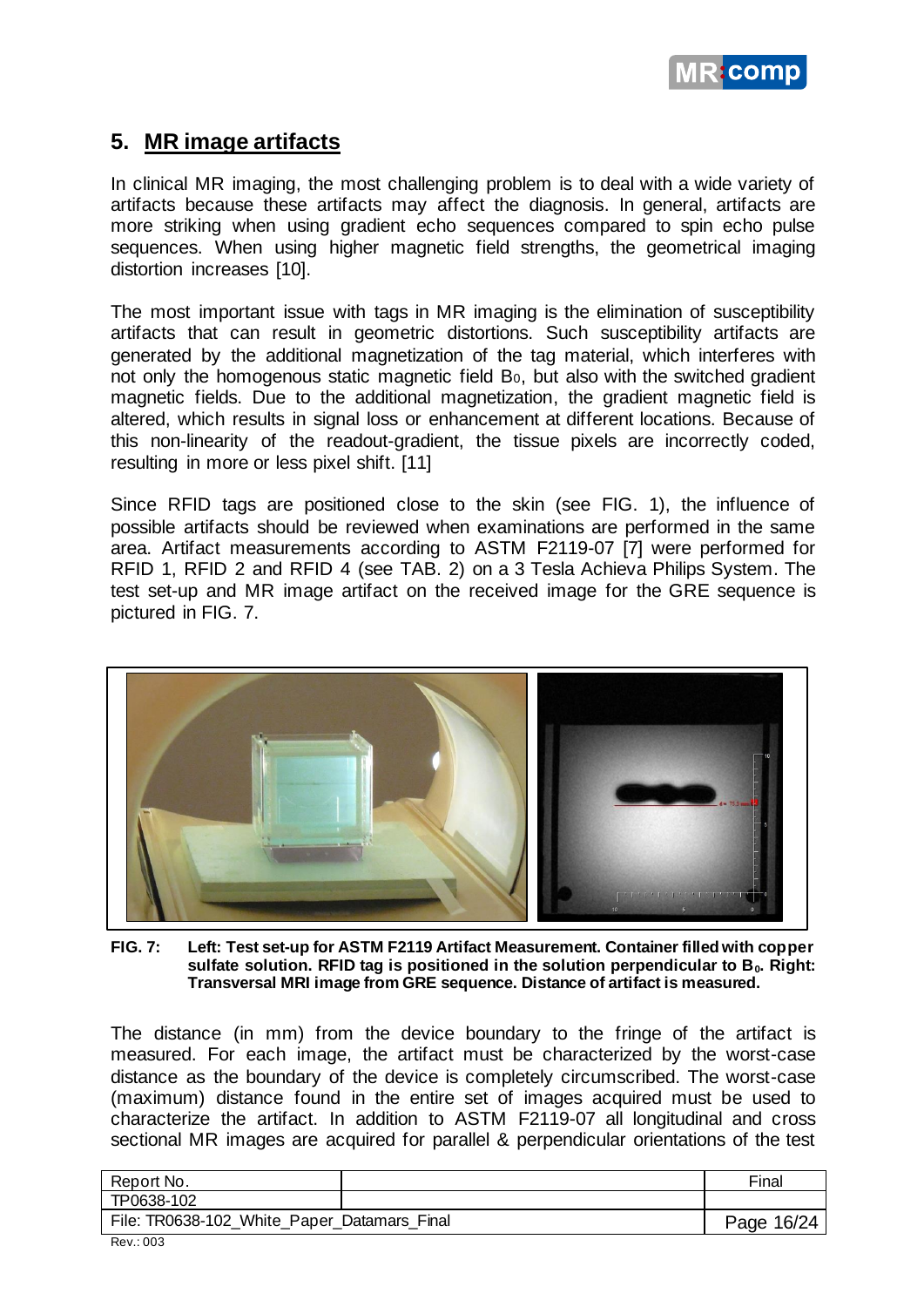## 5. MR image artifacts

In clinical MR imaging, the most challenging problem is to deal with a wide variety of artifacts because these artifacts may affect the diagnosis. In general, artifacts are more striking when using gradient echo sequences compared to spin echo pulse sequences. When using higher magnetic field strengths, the geometrical imaging distortion increases [10].

The most important issue with tags in MR imaging is the elimination of susceptibility artifacts that can result in geometric distortions. Such susceptibility artifacts are generated by the additional magnetization of the tag material, which interferes with not only the homogenous static magnetic field $B_0$, but also with the switched gradient magnetic fields. Due to the additional magnetization, the gradient magnetic field is altered, which results in signal loss or enhancement at different locations. Because of this non-linearity of the readout-gradient, the tissue pixels are incorrectly coded, resulting in more or less pixel shift. [11]

Since RFID tags are positioned close to the skin (see FIG. 1), the influence of possible artifacts should be reviewed when examinations are performed in the same area. Artifact measurements according to ASTM F2119-07 [7] were performed for RFID 1, RFID 2 and RFID 4 (see TAB. 2) on a 3 Tesla Achieva Philips System. The test set-up and MR image artifact on the received image for the GRE sequence is pictured in FIG. 7.

**FIG. 7: Left: Test set-up for ASTM F2119 Artifact Measurement. Container filled with copper sulfate solution. RFID tag is positioned in the solution perpendicular to $B_0$. Right: Transversal MRI image from GRE sequence. Distance of artifact is measured.**

The distance (in mm) from the device boundary to the fringe of the artifact is measured. For each image, the artifact must be characterized by the worst-case distance as the boundary of the device is completely circumscribed. The worst-case (maximum) distance found in the entire set of images acquired must be used to characterize the artifact. In addition to ASTM F2119-07 all longitudinal and cross sectional MR images are acquired for parallel & perpendicular orientations of the test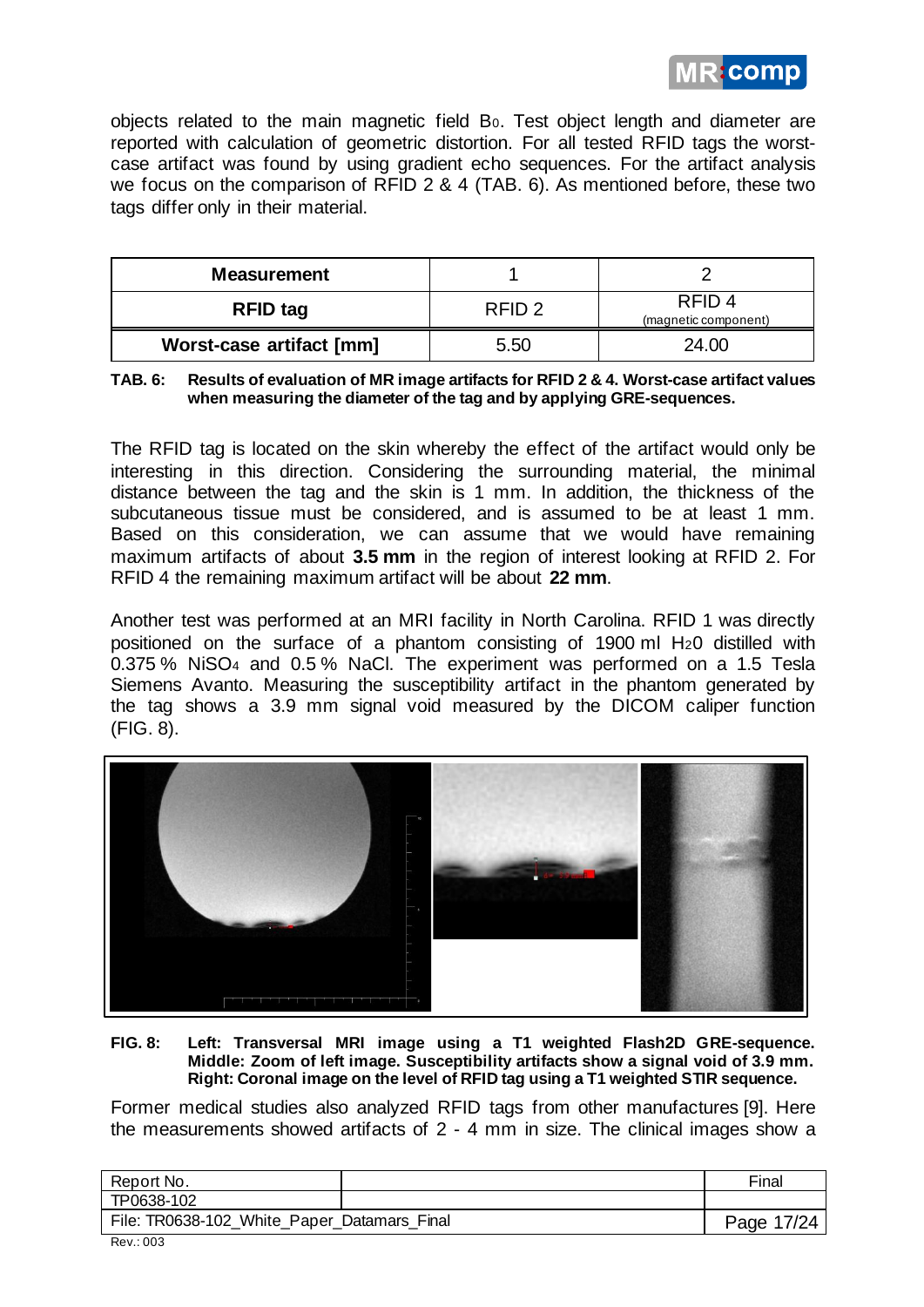objects related to the main magnetic field $B_0$. Test object length and diameter are reported with calculation of geometric distortion. For all tested RFID tags the worst-case artifact was found by using gradient echo sequences. For the artifact analysis we focus on the comparison of RFID 2 & 4 (TAB. 6). As mentioned before, these two tags differ only in their material.

| Measurement | 1 | 2 |
|---|---|---|
| RFID tag | RFID 2 | RFID 4 (magnetic component) |
| Worst-case artifact [mm] | 5.50 | 24.00 |

**TAB. 6: Results of evaluation of MR image artifacts for RFID 2 & 4. Worst-case artifact values when measuring the diameter of the tag and by applying GRE-sequences.**

The RFID tag is located on the skin whereby the effect of the artifact would only be interesting in this direction. Considering the surrounding material, the minimal distance between the tag and the skin is 1 mm. In addition, the thickness of the subcutaneous tissue must be considered, and is assumed to be at least 1 mm. Based on this consideration, we can assume that we would have remaining maximum artifacts of about **3.5 mm** in the region of interest looking at RFID 2. For RFID 4 the remaining maximum artifact will be about **22 mm**.

Another test was performed at an MRI facility in North Carolina. RFID 1 was directly positioned on the surface of a phantom consisting of 1900 ml $H_2O$ distilled with 0.375 % $NiSO_4$ and 0.5 % NaCl. The experiment was performed on a 1.5 Tesla Siemens Avanto. Measuring the susceptibility artifact in the phantom generated by the tag shows a 3.9 mm signal void measured by the DICOM caliper function (FIG. 8).

**FIG. 8: Left: Transversal MRI image using a T1 weighted Flash2D GRE-sequence. Middle: Zoom of left image. Susceptibility artifacts show a signal void of 3.9 mm. Right: Coronal image on the level of RFID tag using a T1 weighted STIR sequence.**

Former medical studies also analyzed RFID tags from other manufactures [9]. Here the measurements showed artifacts of 2 - 4 mm in size. The clinical images show a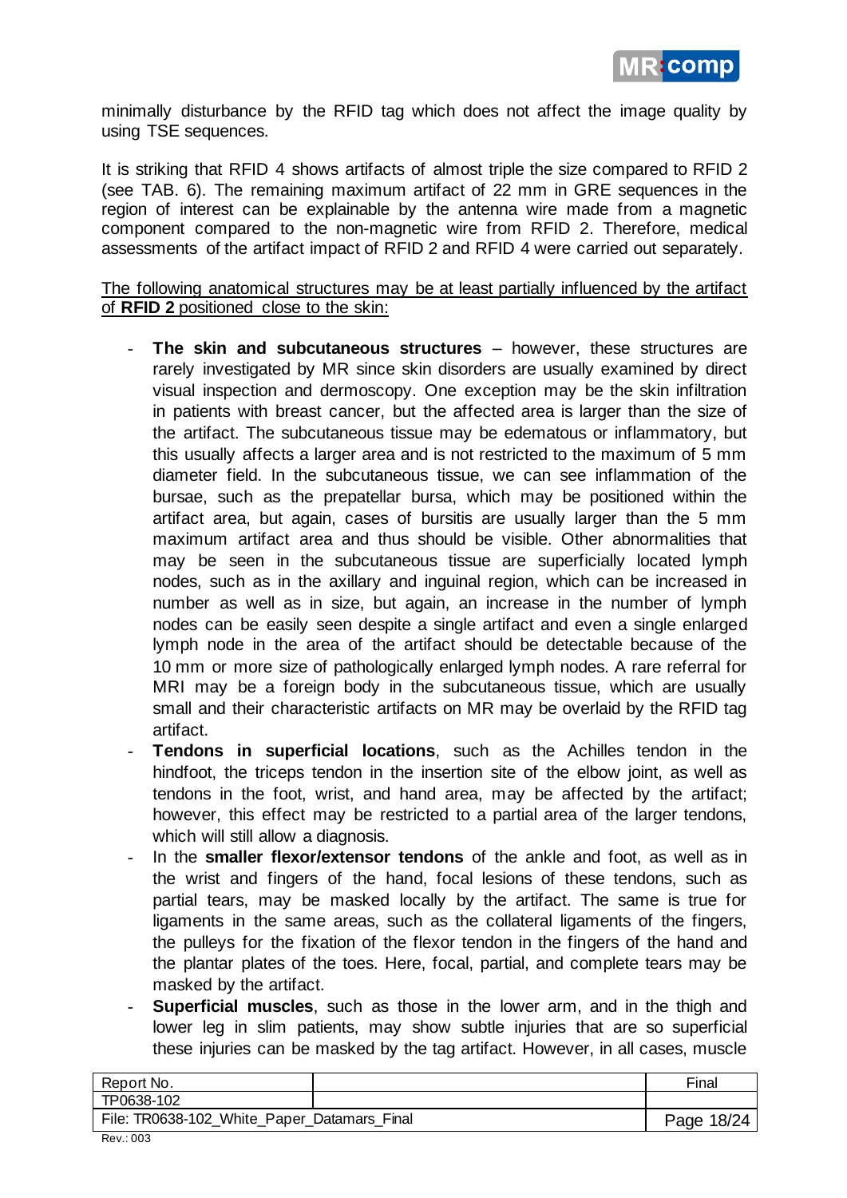minimally disturbance by the RFID tag which does not affect the image quality by using TSE sequences.

It is striking that RFID 4 shows artifacts of almost triple the size compared to RFID 2 (see TAB. 6). The remaining maximum artifact of 22 mm in GRE sequences in the region of interest can be explainable by the antenna wire made from a magnetic component compared to the non-magnetic wire from RFID 2. Therefore, medical assessments of the artifact impact of RFID 2 and RFID 4 were carried out separately.

<u>The following anatomical structures may be at least partially influenced by the artifact of **RFID 2** positioned close to the skin:</u>

- **The skin and subcutaneous structures** – however, these structures are rarely investigated by MR since skin disorders are usually examined by direct visual inspection and dermoscopy. One exception may be the skin infiltration in patients with breast cancer, but the affected area is larger than the size of the artifact. The subcutaneous tissue may be edematous or inflammatory, but this usually affects a larger area and is not restricted to the maximum of 5 mm diameter field. In the subcutaneous tissue, we can see inflammation of the bursae, such as the prepatellar bursa, which may be positioned within the artifact area, but again, cases of bursitis are usually larger than the 5 mm maximum artifact area and thus should be visible. Other abnormalities that may be seen in the subcutaneous tissue are superficially located lymph nodes, such as in the axillary and inguinal region, which can be increased in number as well as in size, but again, an increase in the number of lymph nodes can be easily seen despite a single artifact and even a single enlarged lymph node in the area of the artifact should be detectable because of the 10 mm or more size of pathologically enlarged lymph nodes. A rare referral for MRI may be a foreign body in the subcutaneous tissue, which are usually small and their characteristic artifacts on MR may be overlaid by the RFID tag artifact.
- **Tendons in superficial locations**, such as the Achilles tendon in the hindfoot, the triceps tendon in the insertion site of the elbow joint, as well as tendons in the foot, wrist, and hand area, may be affected by the artifact; however, this effect may be restricted to a partial area of the larger tendons, which will still allow a diagnosis.
- In the **smaller flexor/extensor tendons** of the ankle and foot, as well as in the wrist and fingers of the hand, focal lesions of these tendons, such as partial tears, may be masked locally by the artifact. The same is true for ligaments in the same areas, such as the collateral ligaments of the fingers, the pulleys for the fixation of the flexor tendon in the fingers of the hand and the plantar plates of the toes. Here, focal, partial, and complete tears may be masked by the artifact.
- **Superficial muscles**, such as those in the lower arm, and in the thigh and lower leg in slim patients, may show subtle injuries that are so superficial these injuries can be masked by the tag artifact. However, in all cases, muscle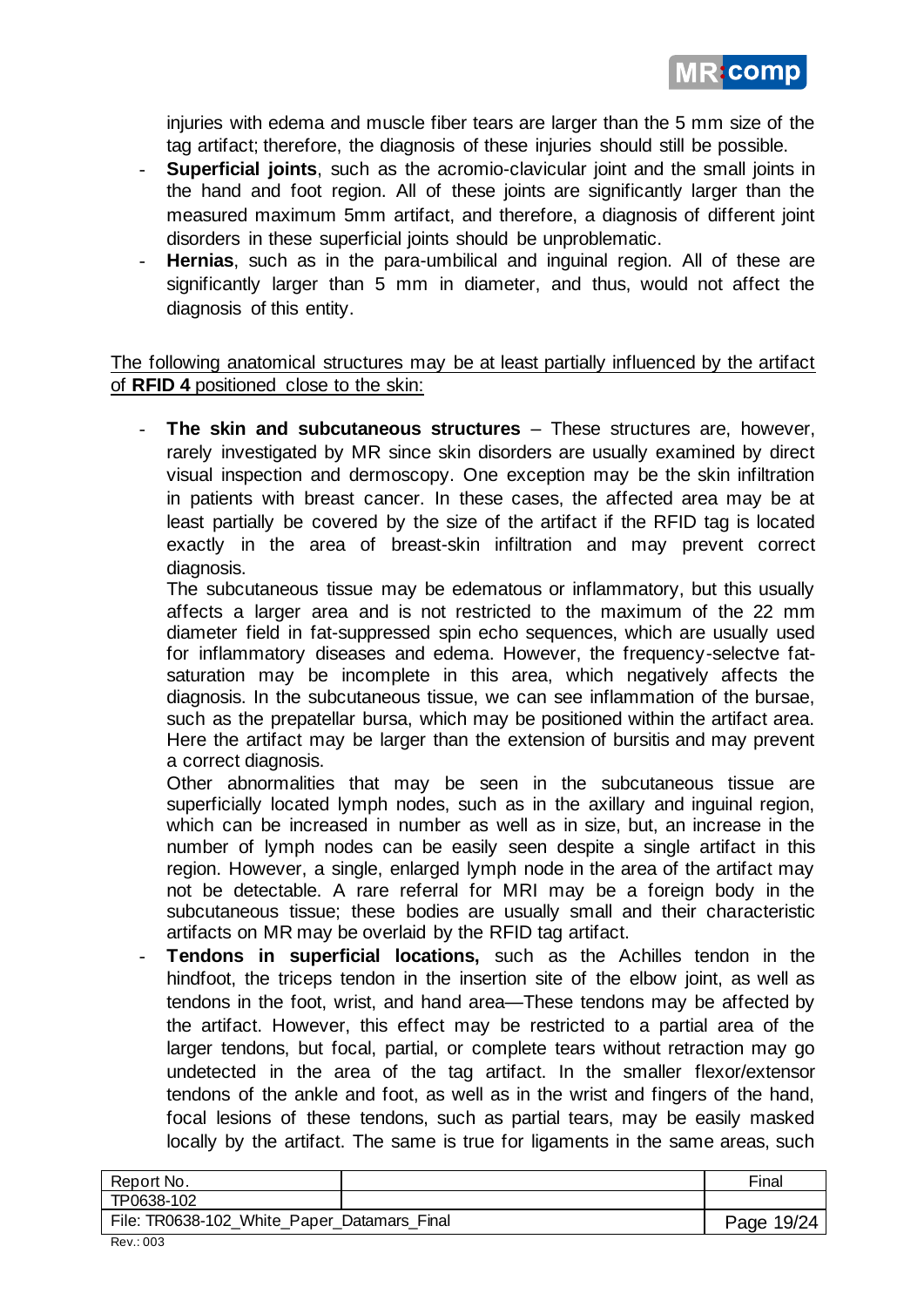injuries with edema and muscle fiber tears are larger than the 5 mm size of the tag artifact; therefore, the diagnosis of these injuries should still be possible.

- **Superficial joints**, such as the acromio-clavicular joint and the small joints in the hand and foot region. All of these joints are significantly larger than the measured maximum 5mm artifact, and therefore, a diagnosis of different joint disorders in these superficial joints should be unproblematic.
- **Hernias**, such as in the para-umbilical and inguinal region. All of these are significantly larger than 5 mm in diameter, and thus, would not affect the diagnosis of this entity.

<u>The following anatomical structures may be at least partially influenced by the artifact of **RFID 4** positioned close to the skin:</u>

- **The skin and subcutaneous structures** – These structures are, however, rarely investigated by MR since skin disorders are usually examined by direct visual inspection and dermoscopy. One exception may be the skin infiltration in patients with breast cancer. In these cases, the affected area may be at least partially be covered by the size of the artifact if the RFID tag is located exactly in the area of breast-skin infiltration and may prevent correct diagnosis.

  The subcutaneous tissue may be edematous or inflammatory, but this usually affects a larger area and is not restricted to the maximum of the 22 mm diameter field in fat-suppressed spin echo sequences, which are usually used for inflammatory diseases and edema. However, the frequency-selectve fat-saturation may be incomplete in this area, which negatively affects the diagnosis. In the subcutaneous tissue, we can see inflammation of the bursae, such as the prepatellar bursa, which may be positioned within the artifact area. Here the artifact may be larger than the extension of bursitis and may prevent a correct diagnosis.

  Other abnormalities that may be seen in the subcutaneous tissue are superficially located lymph nodes, such as in the axillary and inguinal region, which can be increased in number as well as in size, but, an increase in the number of lymph nodes can be easily seen despite a single artifact in this region. However, a single, enlarged lymph node in the area of the artifact may not be detectable. A rare referral for MRI may be a foreign body in the subcutaneous tissue; these bodies are usually small and their characteristic artifacts on MR may be overlaid by the RFID tag artifact.
- **Tendons in superficial locations,** such as the Achilles tendon in the hindfoot, the triceps tendon in the insertion site of the elbow joint, as well as tendons in the foot, wrist, and hand area—These tendons may be affected by the artifact. However, this effect may be restricted to a partial area of the larger tendons, but focal, partial, or complete tears without retraction may go undetected in the area of the tag artifact. In the smaller flexor/extensor tendons of the ankle and foot, as well as in the wrist and fingers of the hand, focal lesions of these tendons, such as partial tears, may be easily masked locally by the artifact. The same is true for ligaments in the same areas, such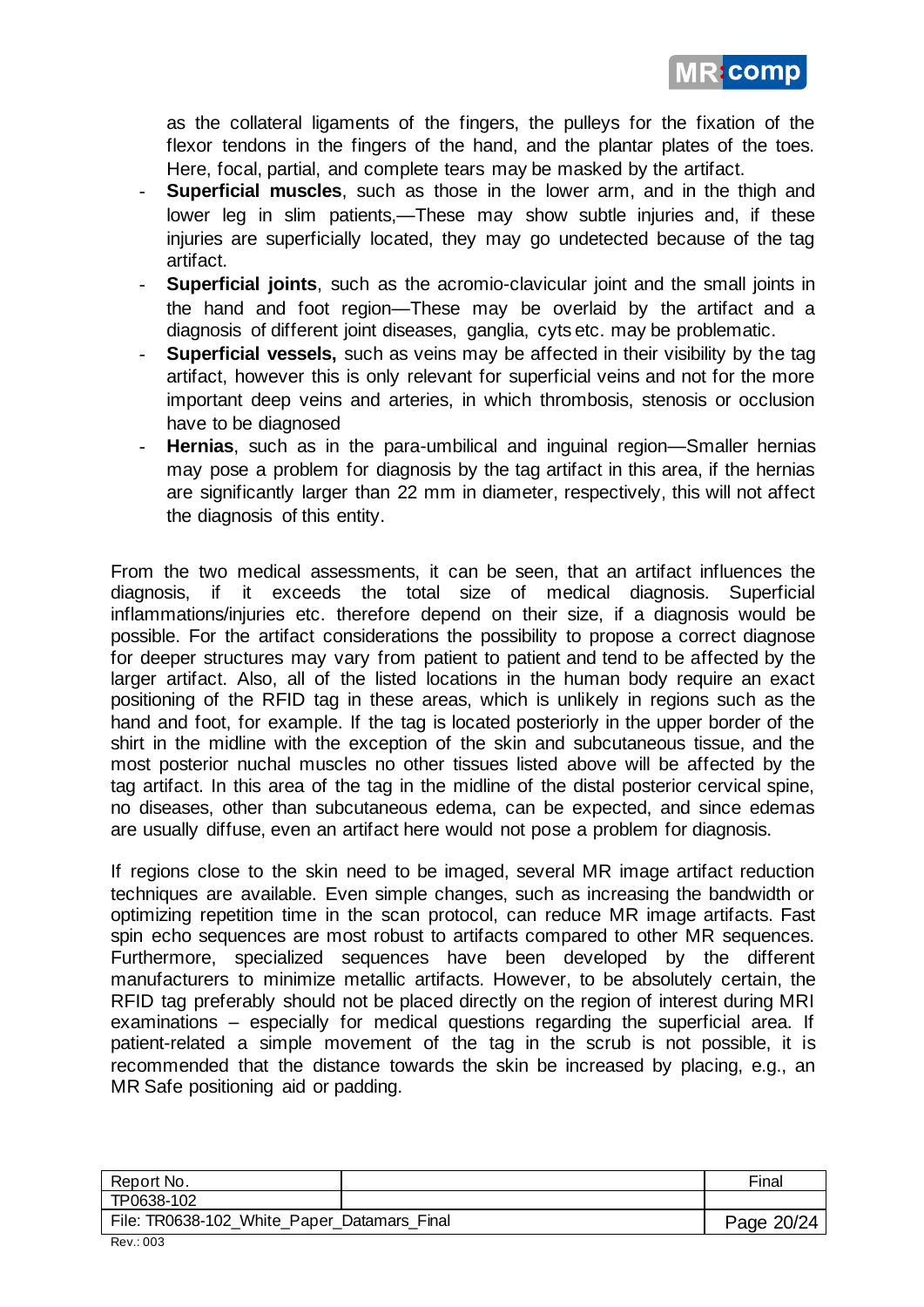as the collateral ligaments of the fingers, the pulleys for the fixation of the flexor tendons in the fingers of the hand, and the plantar plates of the toes. Here, focal, partial, and complete tears may be masked by the artifact.

- **Superficial muscles**, such as those in the lower arm, and in the thigh and lower leg in slim patients,—These may show subtle injuries and, if these injuries are superficially located, they may go undetected because of the tag artifact.
- **Superficial joints**, such as the acromio-clavicular joint and the small joints in the hand and foot region—These may be overlaid by the artifact and a diagnosis of different joint diseases, ganglia, cyts etc. may be problematic.
- **Superficial vessels,** such as veins may be affected in their visibility by the tag artifact, however this is only relevant for superficial veins and not for the more important deep veins and arteries, in which thrombosis, stenosis or occlusion have to be diagnosed
- **Hernias**, such as in the para-umbilical and inguinal region—Smaller hernias may pose a problem for diagnosis by the tag artifact in this area, if the hernias are significantly larger than 22 mm in diameter, respectively, this will not affect the diagnosis of this entity.

From the two medical assessments, it can be seen, that an artifact influences the diagnosis, if it exceeds the total size of medical diagnosis. Superficial inflammations/injuries etc. therefore depend on their size, if a diagnosis would be possible. For the artifact considerations the possibility to propose a correct diagnose for deeper structures may vary from patient to patient and tend to be affected by the larger artifact. Also, all of the listed locations in the human body require an exact positioning of the RFID tag in these areas, which is unlikely in regions such as the hand and foot, for example. If the tag is located posteriorly in the upper border of the shirt in the midline with the exception of the skin and subcutaneous tissue, and the most posterior nuchal muscles no other tissues listed above will be affected by the tag artifact. In this area of the tag in the midline of the distal posterior cervical spine, no diseases, other than subcutaneous edema, can be expected, and since edemas are usually diffuse, even an artifact here would not pose a problem for diagnosis.

If regions close to the skin need to be imaged, several MR image artifact reduction techniques are available. Even simple changes, such as increasing the bandwidth or optimizing repetition time in the scan protocol, can reduce MR image artifacts. Fast spin echo sequences are most robust to artifacts compared to other MR sequences. Furthermore, specialized sequences have been developed by the different manufacturers to minimize metallic artifacts. However, to be absolutely certain, the RFID tag preferably should not be placed directly on the region of interest during MRI examinations – especially for medical questions regarding the superficial area. If patient-related a simple movement of the tag in the scrub is not possible, it is recommended that the distance towards the skin be increased by placing, e.g., an MR Safe positioning aid or padding.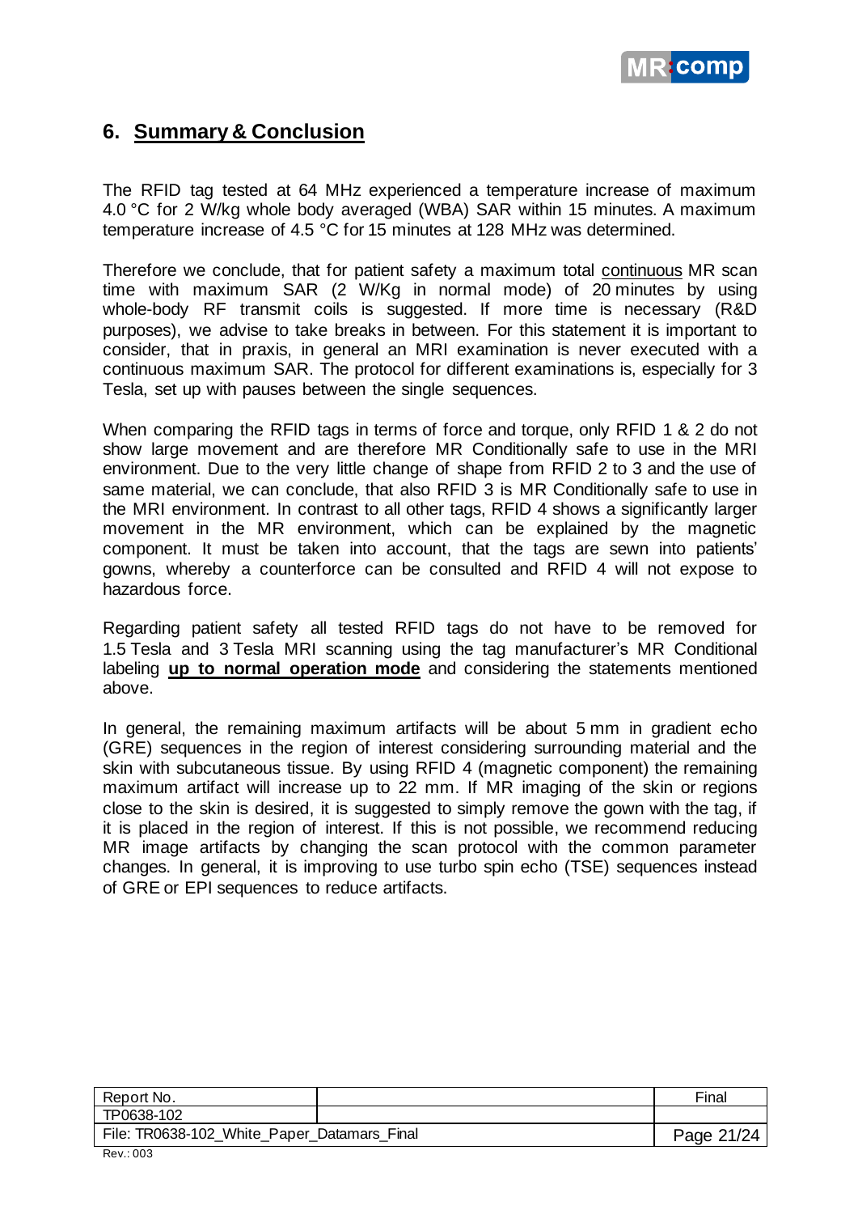## 6. Summary & Conclusion

The RFID tag tested at 64 MHz experienced a temperature increase of maximum 4.0 °C for 2 W/kg whole body averaged (WBA) SAR within 15 minutes. A maximum temperature increase of 4.5 °C for 15 minutes at 128 MHz was determined.

Therefore we conclude, that for patient safety a maximum total continuous MR scan time with maximum SAR (2 W/Kg in normal mode) of 20 minutes by using whole-body RF transmit coils is suggested. If more time is necessary (R&D purposes), we advise to take breaks in between. For this statement it is important to consider, that in praxis, in general an MRI examination is never executed with a continuous maximum SAR. The protocol for different examinations is, especially for 3 Tesla, set up with pauses between the single sequences.

When comparing the RFID tags in terms of force and torque, only RFID 1 & 2 do not show large movement and are therefore MR Conditionally safe to use in the MRI environment. Due to the very little change of shape from RFID 2 to 3 and the use of same material, we can conclude, that also RFID 3 is MR Conditionally safe to use in the MRI environment. In contrast to all other tags, RFID 4 shows a significantly larger movement in the MR environment, which can be explained by the magnetic component. It must be taken into account, that the tags are sewn into patients' gowns, whereby a counterforce can be consulted and RFID 4 will not expose to hazardous force.

Regarding patient safety all tested RFID tags do not have to be removed for 1.5 Tesla and 3 Tesla MRI scanning using the tag manufacturer's MR Conditional labeling **up to normal operation mode** and considering the statements mentioned above.

In general, the remaining maximum artifacts will be about 5 mm in gradient echo (GRE) sequences in the region of interest considering surrounding material and the skin with subcutaneous tissue. By using RFID 4 (magnetic component) the remaining maximum artifact will increase up to 22 mm. If MR imaging of the skin or regions close to the skin is desired, it is suggested to simply remove the gown with the tag, if it is placed in the region of interest. If this is not possible, we recommend reducing MR image artifacts by changing the scan protocol with the common parameter changes. In general, it is improving to use turbo spin echo (TSE) sequences instead of GRE or EPI sequences to reduce artifacts.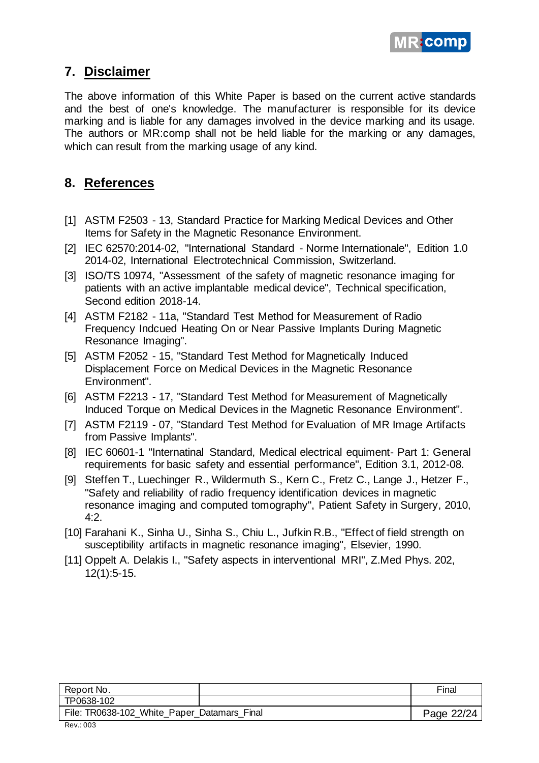## 7. Disclaimer

The above information of this White Paper is based on the current active standards and the best of one's knowledge. The manufacturer is responsible for its device marking and is liable for any damages involved in the device marking and its usage. The authors or MR:comp shall not be held liable for the marking or any damages, which can result from the marking usage of any kind.

## 8. References

[1] ASTM F2503 - 13, Standard Practice for Marking Medical Devices and Other Items for Safety in the Magnetic Resonance Environment.

[2] IEC 62570:2014-02, "International Standard - Norme Internationale", Edition 1.0 2014-02, International Electrotechnical Commission, Switzerland.

[3] ISO/TS 10974, "Assessment of the safety of magnetic resonance imaging for patients with an active implantable medical device", Technical specification, Second edition 2018-14.

[4] ASTM F2182 - 11a, "Standard Test Method for Measurement of Radio Frequency Indcued Heating On or Near Passive Implants During Magnetic Resonance Imaging".

[5] ASTM F2052 - 15, "Standard Test Method for Magnetically Induced Displacement Force on Medical Devices in the Magnetic Resonance Environment".

[6] ASTM F2213 - 17, "Standard Test Method for Measurement of Magnetically Induced Torque on Medical Devices in the Magnetic Resonance Environment".

[7] ASTM F2119 - 07, "Standard Test Method for Evaluation of MR Image Artifacts from Passive Implants".

[8] IEC 60601-1 "Internatinal Standard, Medical electrical equiment- Part 1: General requirements for basic safety and essential performance", Edition 3.1, 2012-08.

[9] Steffen T., Luechinger R., Wildermuth S., Kern C., Fretz C., Lange J., Hetzer F., "Safety and reliability of radio frequency identification devices in magnetic resonance imaging and computed tomography", Patient Safety in Surgery, 2010, 4:2.

[10] Farahani K., Sinha U., Sinha S., Chiu L., Jufkin R.B., "Effect of field strength on susceptibility artifacts in magnetic resonance imaging", Elsevier, 1990.

[11] Oppelt A. Delakis I., "Safety aspects in interventional MRI", Z.Med Phys. 202, 12(1):5-15.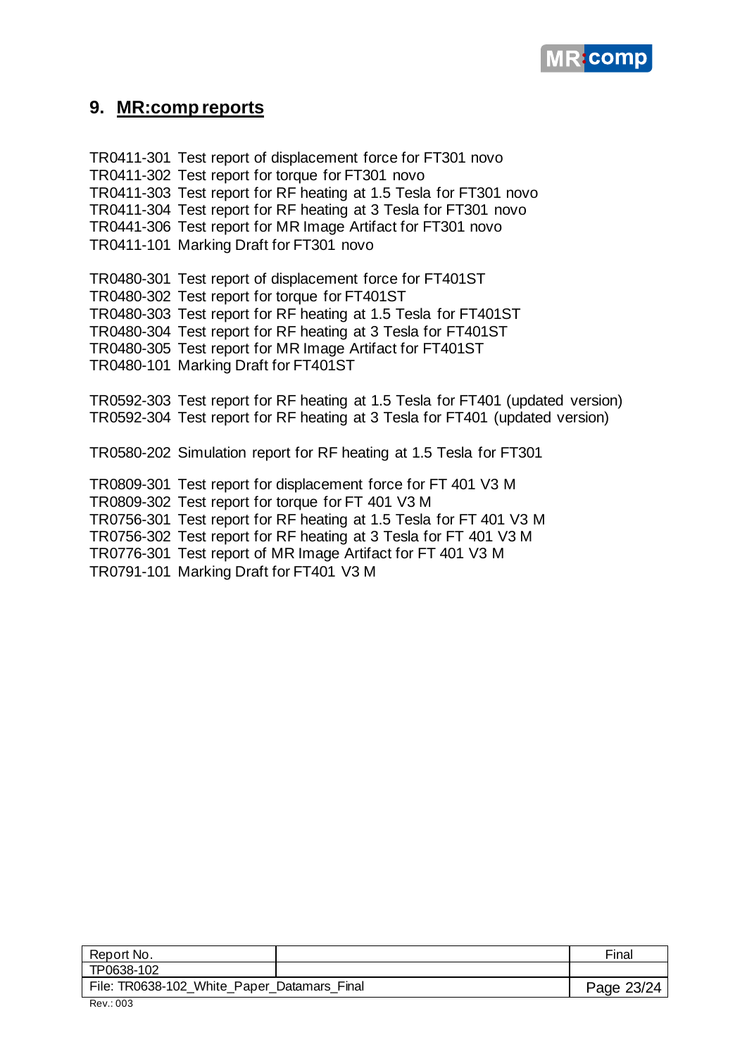## 9. MR:comp reports

TR0411-301 Test report of displacement force for FT301 novo
TR0411-302 Test report for torque for FT301 novo
TR0411-303 Test report for RF heating at 1.5 Tesla for FT301 novo
TR0411-304 Test report for RF heating at 3 Tesla for FT301 novo
TR0441-306 Test report for MR Image Artifact for FT301 novo
TR0411-101 Marking Draft for FT301 novo

TR0480-301 Test report of displacement force for FT401ST
TR0480-302 Test report for torque for FT401ST
TR0480-303 Test report for RF heating at 1.5 Tesla for FT401ST
TR0480-304 Test report for RF heating at 3 Tesla for FT401ST
TR0480-305 Test report for MR Image Artifact for FT401ST
TR0480-101 Marking Draft for FT401ST

TR0592-303 Test report for RF heating at 1.5 Tesla for FT401 (updated version)
TR0592-304 Test report for RF heating at 3 Tesla for FT401 (updated version)

TR0580-202 Simulation report for RF heating at 1.5 Tesla for FT301

TR0809-301 Test report for displacement force for FT 401 V3 M
TR0809-302 Test report for torque for FT 401 V3 M
TR0756-301 Test report for RF heating at 1.5 Tesla for FT 401 V3 M
TR0756-302 Test report for RF heating at 3 Tesla for FT 401 V3 M
TR0776-301 Test report of MR Image Artifact for FT 401 V3 M
TR0791-101 Marking Draft for FT401 V3 M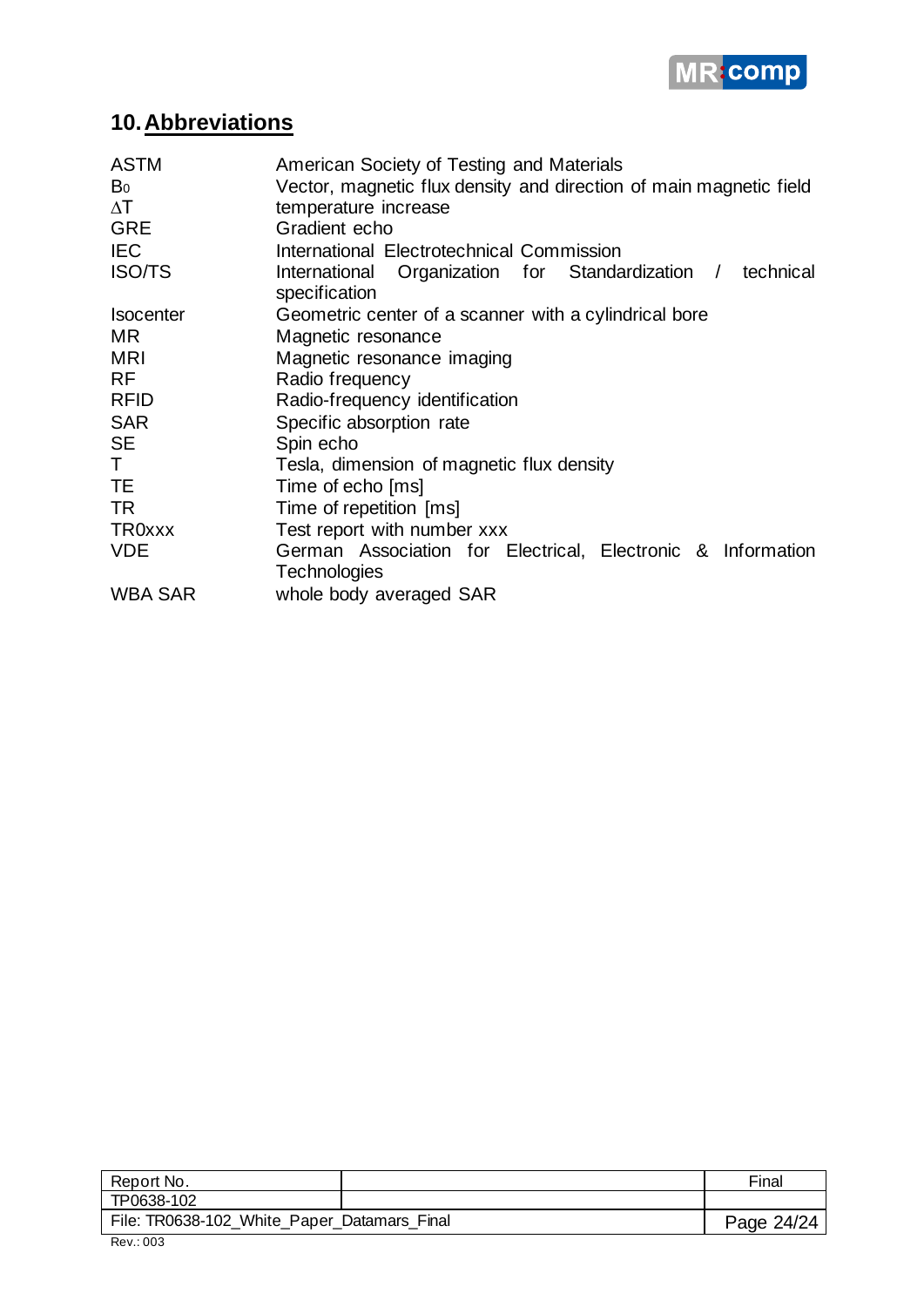## 10. Abbreviations

| | |
|---|---|
| ASTM | American Society of Testing and Materials |
| $B_0$ | Vector, magnetic flux density and direction of main magnetic field |
| $\Delta T$ | temperature increase |
| GRE | Gradient echo |
| IEC | International Electrotechnical Commission |
| ISO/TS | International Organization for Standardization / technical specification |
| Isocenter | Geometric center of a scanner with a cylindrical bore |
| MR | Magnetic resonance |
| MRI | Magnetic resonance imaging |
| RF | Radio frequency |
| RFID | Radio-frequency identification |
| SAR | Specific absorption rate |
| SE | Spin echo |
| T | Tesla, dimension of magnetic flux density |
| TE | Time of echo [ms] |
| TR | Time of repetition [ms] |
| TR0xxx | Test report with number xxx |
| VDE | German Association for Electrical, Electronic & Information Technologies |
| WBA SAR | whole body averaged SAR |